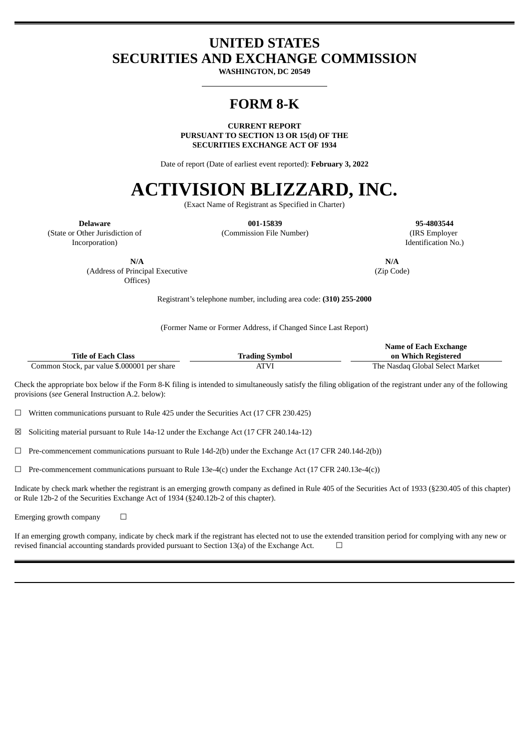# UNITED STATES
# SECURITIES AND EXCHANGE COMMISSION

**WASHINGTON, DC 20549**

# FORM 8-K

**CURRENT REPORT**
**PURSUANT TO SECTION 13 OR 15(d) OF THE**
**SECURITIES EXCHANGE ACT OF 1934**

Date of report (Date of earliest event reported): **February 3, 2022**

# ACTIVISION BLIZZARD, INC.

(Exact Name of Registrant as Specified in Charter)

| **Delaware** | **001-15839** | **95-4803544** |
|---|---|---|
| (State or Other Jurisdiction of Incorporation) | (Commission File Number) | (IRS Employer Identification No.) |

| **N/A** | **N/A** |
|---|---|
| (Address of Principal Executive Offices) | (Zip Code) |

Registrant's telephone number, including area code: **(310) 255-2000**

(Former Name or Former Address, if Changed Since Last Report)

| Title of Each Class | Trading Symbol | Name of Each Exchange on Which Registered |
|---|---|---|
| Common Stock, par value $.000001 per share | ATVI | The Nasdaq Global Select Market |

Check the appropriate box below if the Form 8-K filing is intended to simultaneously satisfy the filing obligation of the registrant under any of the following provisions (*see* General Instruction A.2. below):

☐ Written communications pursuant to Rule 425 under the Securities Act (17 CFR 230.425)

☒ Soliciting material pursuant to Rule 14a-12 under the Exchange Act (17 CFR 240.14a-12)

☐ Pre-commencement communications pursuant to Rule 14d-2(b) under the Exchange Act (17 CFR 240.14d-2(b))

☐ Pre-commencement communications pursuant to Rule 13e-4(c) under the Exchange Act (17 CFR 240.13e-4(c))

Indicate by check mark whether the registrant is an emerging growth company as defined in Rule 405 of the Securities Act of 1933 (§230.405 of this chapter) or Rule 12b-2 of the Securities Exchange Act of 1934 (§240.12b-2 of this chapter).

Emerging growth company ☐

If an emerging growth company, indicate by check mark if the registrant has elected not to use the extended transition period for complying with any new or revised financial accounting standards provided pursuant to Section 13(a) of the Exchange Act. ☐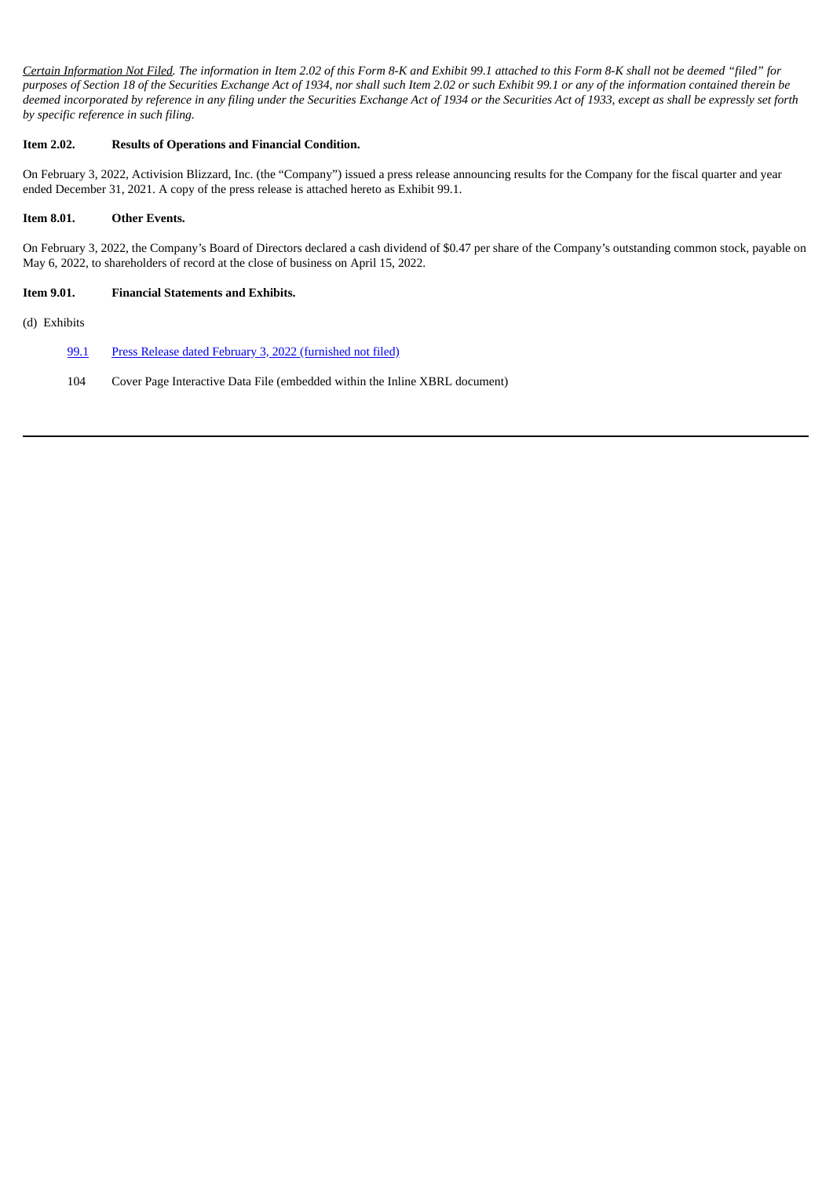*Certain Information Not Filed. The information in Item 2.02 of this Form 8-K and Exhibit 99.1 attached to this Form 8-K shall not be deemed "filed" for purposes of Section 18 of the Securities Exchange Act of 1934, nor shall such Item 2.02 or such Exhibit 99.1 or any of the information contained therein be deemed incorporated by reference in any filing under the Securities Exchange Act of 1934 or the Securities Act of 1933, except as shall be expressly set forth by specific reference in such filing.*

**Item 2.02. Results of Operations and Financial Condition.**

On February 3, 2022, Activision Blizzard, Inc. (the "Company") issued a press release announcing results for the Company for the fiscal quarter and year ended December 31, 2021. A copy of the press release is attached hereto as Exhibit 99.1.

**Item 8.01. Other Events.**

On February 3, 2022, the Company's Board of Directors declared a cash dividend of $0.47 per share of the Company's outstanding common stock, payable on May 6, 2022, to shareholders of record at the close of business on April 15, 2022.

**Item 9.01. Financial Statements and Exhibits.**

(d) Exhibits

| | |
|---|---|
| 99.1 | Press Release dated February 3, 2022 (furnished not filed) |
| 104 | Cover Page Interactive Data File (embedded within the Inline XBRL document) |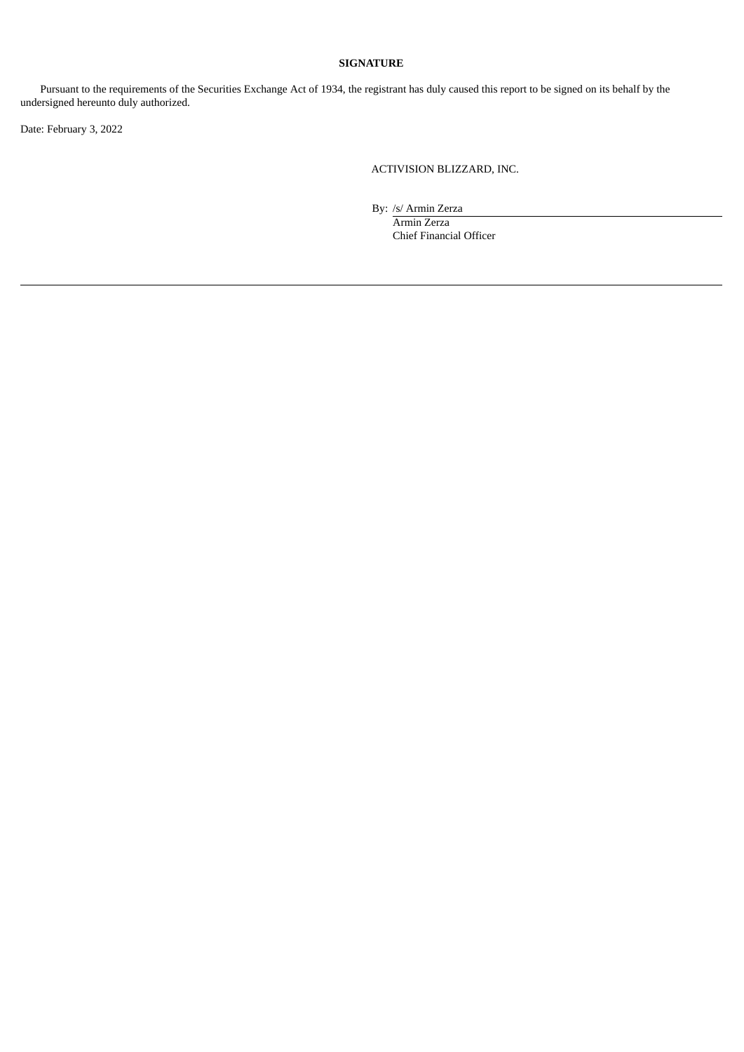**SIGNATURE**

Pursuant to the requirements of the Securities Exchange Act of 1934, the registrant has duly caused this report to be signed on its behalf by the undersigned hereunto duly authorized.

Date: February 3, 2022

ACTIVISION BLIZZARD, INC.

By: /s/ Armin Zerza
Armin Zerza
Chief Financial Officer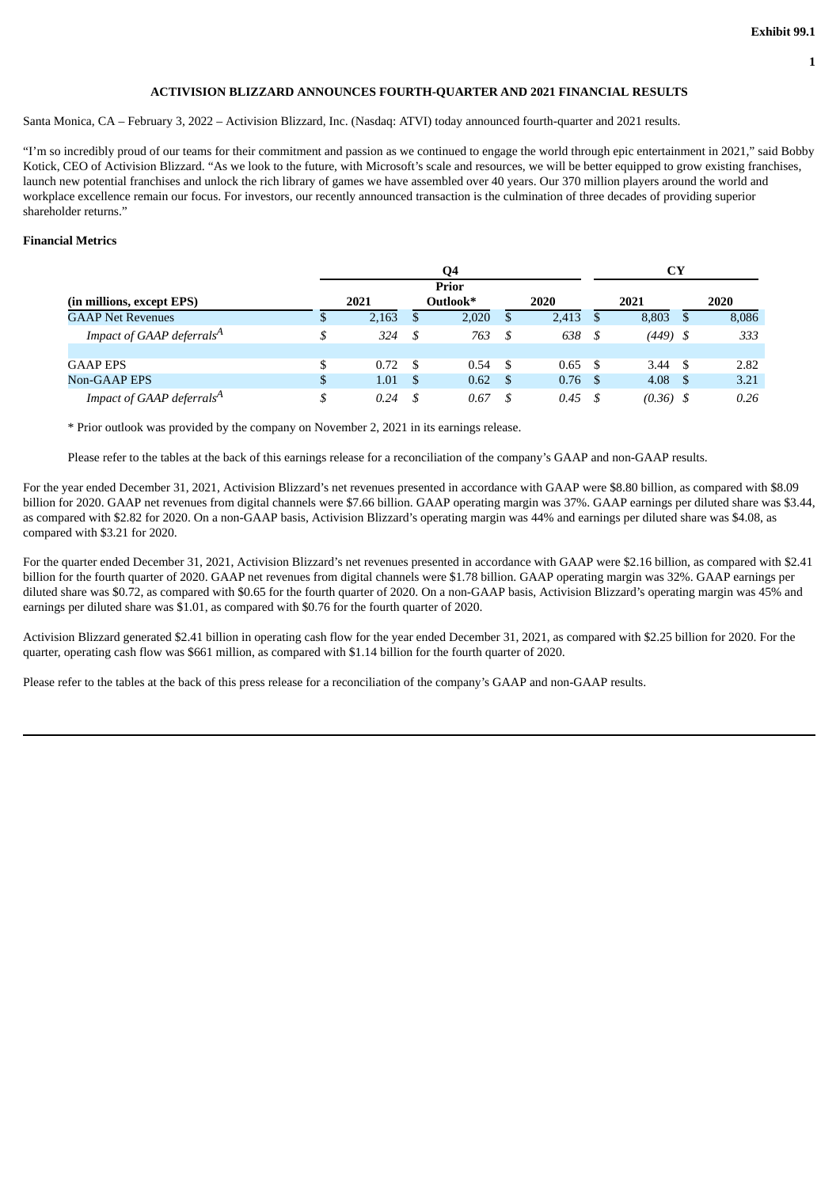Exhibit 99.1

# ACTIVISION BLIZZARD ANNOUNCES FOURTH-QUARTER AND 2021 FINANCIAL RESULTS

Santa Monica, CA – February 3, 2022 – Activision Blizzard, Inc. (Nasdaq: ATVI) today announced fourth-quarter and 2021 results.

"I'm so incredibly proud of our teams for their commitment and passion as we continued to engage the world through epic entertainment in 2021," said Bobby Kotick, CEO of Activision Blizzard. "As we look to the future, with Microsoft's scale and resources, we will be better equipped to grow existing franchises, launch new potential franchises and unlock the rich library of games we have assembled over 40 years. Our 370 million players around the world and workplace excellence remain our focus. For investors, our recently announced transaction is the culmination of three decades of providing superior shareholder returns."

**Financial Metrics**

| | Q4 | | | CY | |
|---|---|---|---|---|---|
| (in millions, except EPS) | 2021 | Prior Outlook* | 2020 | 2021 | 2020 |
| GAAP Net Revenues | $ 2,163 | $ 2,020 | $ 2,413 | $ 8,803 | $ 8,086 |
| *Impact of GAAP deferrals[A]* | *$ 324* | *$ 763* | *$ 638* | *$ (449)* | *$ 333* |
| | | | | | |
| GAAP EPS | $ 0.72 | $ 0.54 | $ 0.65 | $ 3.44 | $ 2.82 |
| Non-GAAP EPS | $ 1.01 | $ 0.62 | $ 0.76 | $ 4.08 | $ 3.21 |
| *Impact of GAAP deferrals[A]* | *$ 0.24* | *$ 0.67* | *$ 0.45* | *$ (0.36)* | *$ 0.26* |

\* Prior outlook was provided by the company on November 2, 2021 in its earnings release.

Please refer to the tables at the back of this earnings release for a reconciliation of the company's GAAP and non-GAAP results.

For the year ended December 31, 2021, Activision Blizzard's net revenues presented in accordance with GAAP were $8.80 billion, as compared with $8.09 billion for 2020. GAAP net revenues from digital channels were $7.66 billion. GAAP operating margin was 37%. GAAP earnings per diluted share was $3.44, as compared with $2.82 for 2020. On a non-GAAP basis, Activision Blizzard's operating margin was 44% and earnings per diluted share was $4.08, as compared with $3.21 for 2020.

For the quarter ended December 31, 2021, Activision Blizzard's net revenues presented in accordance with GAAP were $2.16 billion, as compared with $2.41 billion for the fourth quarter of 2020. GAAP net revenues from digital channels were $1.78 billion. GAAP operating margin was 32%. GAAP earnings per diluted share was $0.72, as compared with $0.65 for the fourth quarter of 2020. On a non-GAAP basis, Activision Blizzard's operating margin was 45% and earnings per diluted share was $1.01, as compared with $0.76 for the fourth quarter of 2020.

Activision Blizzard generated $2.41 billion in operating cash flow for the year ended December 31, 2021, as compared with $2.25 billion for 2020. For the quarter, operating cash flow was $661 million, as compared with $1.14 billion for the fourth quarter of 2020.

Please refer to the tables at the back of this press release for a reconciliation of the company's GAAP and non-GAAP results.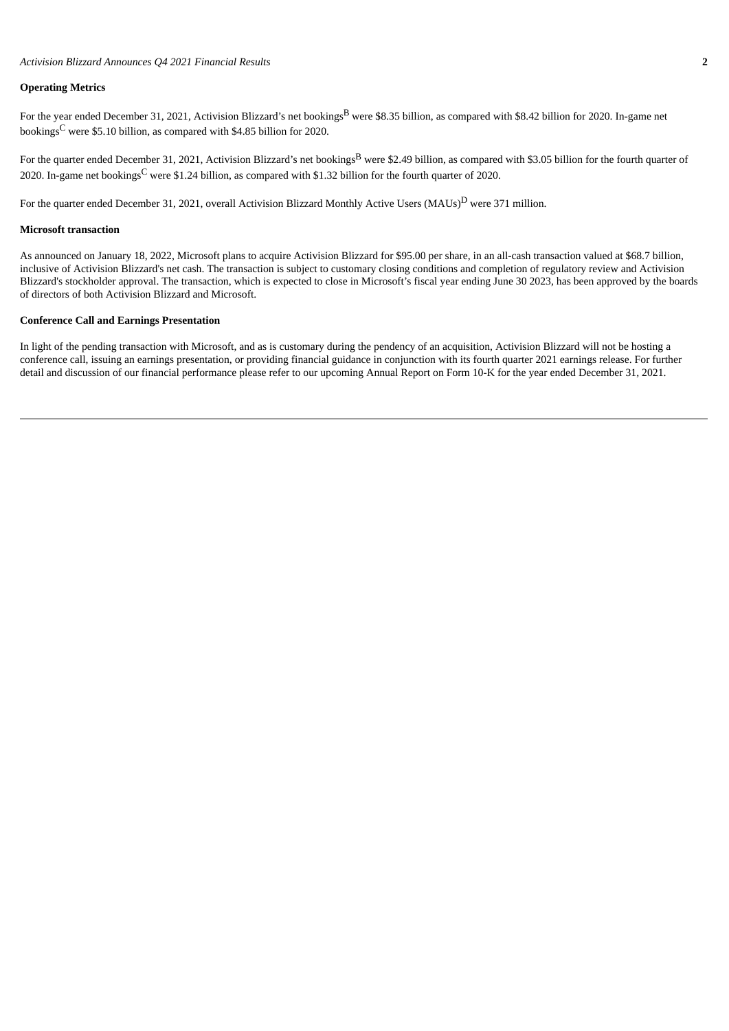**Operating Metrics**

For the year ended December 31, 2021, Activision Blizzard's net bookings[B] were \$8.35 billion, as compared with \$8.42 billion for 2020. In-game net bookings[C] were \$5.10 billion, as compared with \$4.85 billion for 2020.

For the quarter ended December 31, 2021, Activision Blizzard's net bookings[B] were \$2.49 billion, as compared with \$3.05 billion for the fourth quarter of 2020. In-game net bookings[C] were \$1.24 billion, as compared with \$1.32 billion for the fourth quarter of 2020.

For the quarter ended December 31, 2021, overall Activision Blizzard Monthly Active Users (MAUs)[D] were 371 million.

**Microsoft transaction**

As announced on January 18, 2022, Microsoft plans to acquire Activision Blizzard for \$95.00 per share, in an all-cash transaction valued at \$68.7 billion, inclusive of Activision Blizzard's net cash. The transaction is subject to customary closing conditions and completion of regulatory review and Activision Blizzard's stockholder approval. The transaction, which is expected to close in Microsoft's fiscal year ending June 30 2023, has been approved by the boards of directors of both Activision Blizzard and Microsoft.

**Conference Call and Earnings Presentation**

In light of the pending transaction with Microsoft, and as is customary during the pendency of an acquisition, Activision Blizzard will not be hosting a conference call, issuing an earnings presentation, or providing financial guidance in conjunction with its fourth quarter 2021 earnings release. For further detail and discussion of our financial performance please refer to our upcoming Annual Report on Form 10-K for the year ended December 31, 2021.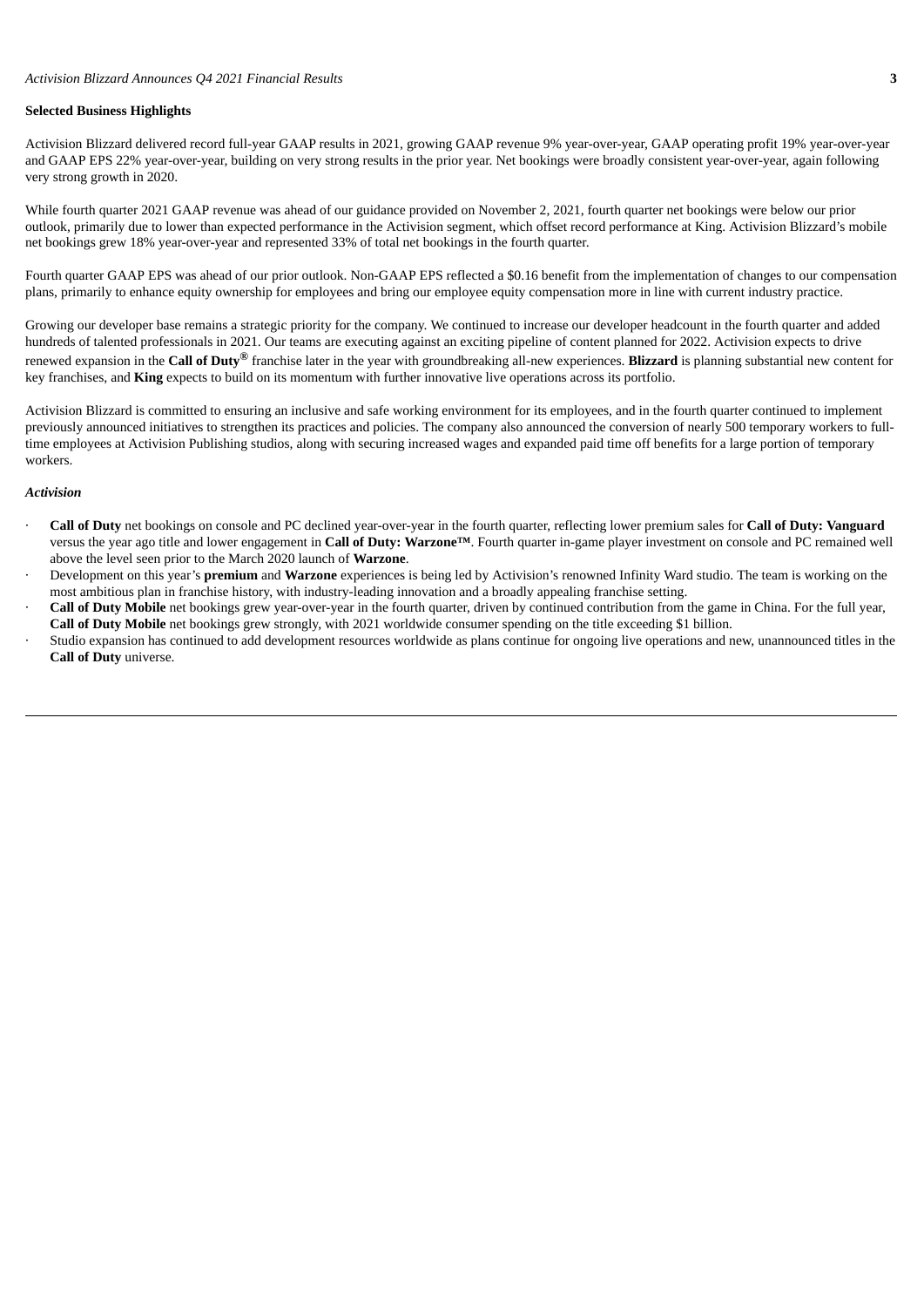**Selected Business Highlights**

Activision Blizzard delivered record full-year GAAP results in 2021, growing GAAP revenue 9% year-over-year, GAAP operating profit 19% year-over-year and GAAP EPS 22% year-over-year, building on very strong results in the prior year. Net bookings were broadly consistent year-over-year, again following very strong growth in 2020.

While fourth quarter 2021 GAAP revenue was ahead of our guidance provided on November 2, 2021, fourth quarter net bookings were below our prior outlook, primarily due to lower than expected performance in the Activision segment, which offset record performance at King. Activision Blizzard's mobile net bookings grew 18% year-over-year and represented 33% of total net bookings in the fourth quarter.

Fourth quarter GAAP EPS was ahead of our prior outlook. Non-GAAP EPS reflected a $0.16 benefit from the implementation of changes to our compensation plans, primarily to enhance equity ownership for employees and bring our employee equity compensation more in line with current industry practice.

Growing our developer base remains a strategic priority for the company. We continued to increase our developer headcount in the fourth quarter and added hundreds of talented professionals in 2021. Our teams are executing against an exciting pipeline of content planned for 2022. Activision expects to drive renewed expansion in the **Call of Duty®** franchise later in the year with groundbreaking all-new experiences. **Blizzard** is planning substantial new content for key franchises, and **King** expects to build on its momentum with further innovative live operations across its portfolio.

Activision Blizzard is committed to ensuring an inclusive and safe working environment for its employees, and in the fourth quarter continued to implement previously announced initiatives to strengthen its practices and policies. The company also announced the conversion of nearly 500 temporary workers to full-time employees at Activision Publishing studios, along with securing increased wages and expanded paid time off benefits for a large portion of temporary workers.

***Activision***

- **Call of Duty** net bookings on console and PC declined year-over-year in the fourth quarter, reflecting lower premium sales for **Call of Duty: Vanguard** versus the year ago title and lower engagement in **Call of Duty: Warzone™**. Fourth quarter in-game player investment on console and PC remained well above the level seen prior to the March 2020 launch of **Warzone**.
- Development on this year's **premium** and **Warzone** experiences is being led by Activision's renowned Infinity Ward studio. The team is working on the most ambitious plan in franchise history, with industry-leading innovation and a broadly appealing franchise setting.
- **Call of Duty Mobile** net bookings grew year-over-year in the fourth quarter, driven by continued contribution from the game in China. For the full year, **Call of Duty Mobile** net bookings grew strongly, with 2021 worldwide consumer spending on the title exceeding $1 billion.
- Studio expansion has continued to add development resources worldwide as plans continue for ongoing live operations and new, unannounced titles in the **Call of Duty** universe.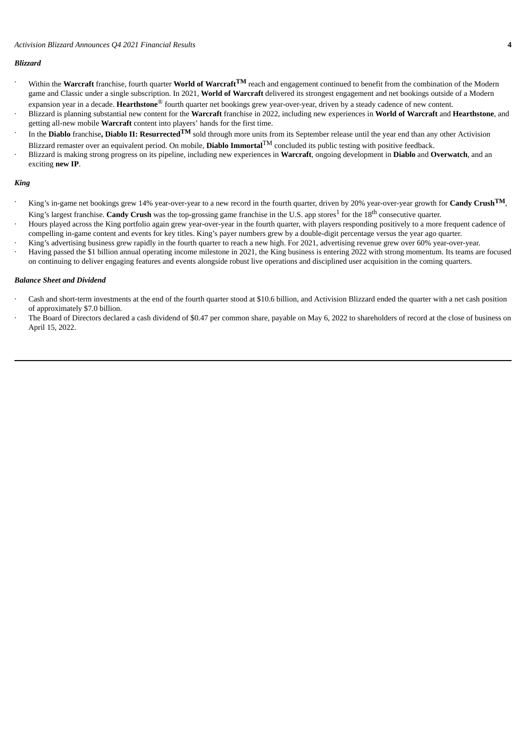### *Blizzard*

- Within the **Warcraft** franchise, fourth quarter **World of Warcraft™** reach and engagement continued to benefit from the combination of the Modern game and Classic under a single subscription. In 2021, **World of Warcraft** delivered its strongest engagement and net bookings outside of a Modern expansion year in a decade. **Hearthstone®** fourth quarter net bookings grew year-over-year, driven by a steady cadence of new content.
- Blizzard is planning substantial new content for the **Warcraft** franchise in 2022, including new experiences in **World of Warcraft** and **Hearthstone**, and getting all-new mobile **Warcraft** content into players' hands for the first time.
- In the **Diablo** franchise**, Diablo II: Resurrected™** sold through more units from its September release until the year end than any other Activision Blizzard remaster over an equivalent period. On mobile, **Diablo Immortal™** concluded its public testing with positive feedback.
- Blizzard is making strong progress on its pipeline, including new experiences in **Warcraft**, ongoing development in **Diablo** and **Overwatch**, and an exciting **new IP**.

### *King*

- King's in-game net bookings grew 14% year-over-year to a new record in the fourth quarter, driven by 20% year-over-year growth for **Candy Crush™**, King's largest franchise. **Candy Crush** was the top-grossing game franchise in the U.S. app stores[1] for the 18th consecutive quarter.
- Hours played across the King portfolio again grew year-over-year in the fourth quarter, with players responding positively to a more frequent cadence of compelling in-game content and events for key titles. King's payer numbers grew by a double-digit percentage versus the year ago quarter.
- King's advertising business grew rapidly in the fourth quarter to reach a new high. For 2021, advertising revenue grew over 60% year-over-year.
- Having passed the $1 billion annual operating income milestone in 2021, the King business is entering 2022 with strong momentum. Its teams are focused on continuing to deliver engaging features and events alongside robust live operations and disciplined user acquisition in the coming quarters.

### *Balance Sheet and Dividend*

- Cash and short-term investments at the end of the fourth quarter stood at $10.6 billion, and Activision Blizzard ended the quarter with a net cash position of approximately $7.0 billion.
- The Board of Directors declared a cash dividend of $0.47 per common share, payable on May 6, 2022 to shareholders of record at the close of business on April 15, 2022.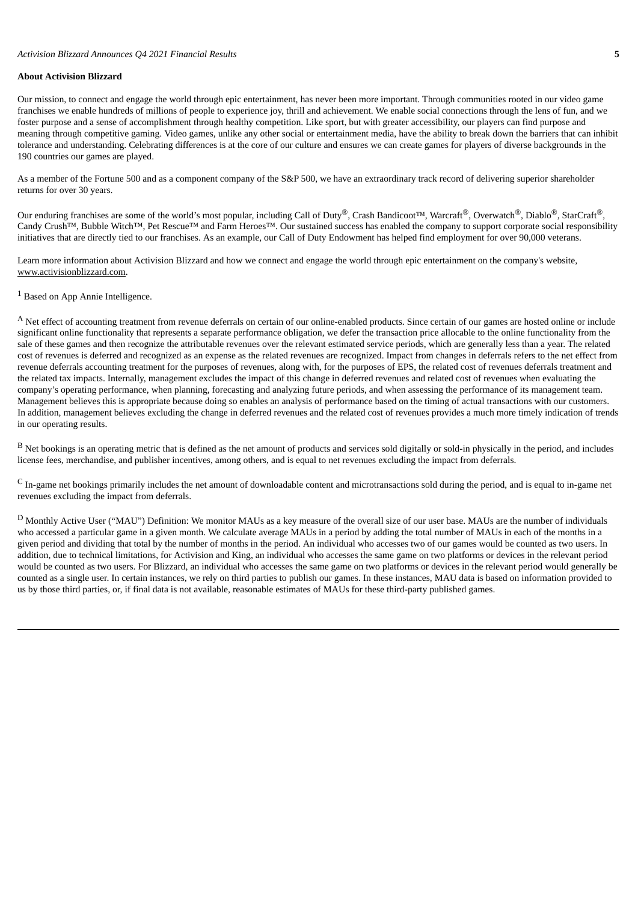**About Activision Blizzard**

Our mission, to connect and engage the world through epic entertainment, has never been more important. Through communities rooted in our video game franchises we enable hundreds of millions of people to experience joy, thrill and achievement. We enable social connections through the lens of fun, and we foster purpose and a sense of accomplishment through healthy competition. Like sport, but with greater accessibility, our players can find purpose and meaning through competitive gaming. Video games, unlike any other social or entertainment media, have the ability to break down the barriers that can inhibit tolerance and understanding. Celebrating differences is at the core of our culture and ensures we can create games for players of diverse backgrounds in the 190 countries our games are played.

As a member of the Fortune 500 and as a component company of the S&P 500, we have an extraordinary track record of delivering superior shareholder returns for over 30 years.

Our enduring franchises are some of the world's most popular, including Call of Duty®, Crash Bandicoot™, Warcraft®, Overwatch®, Diablo®, StarCraft®, Candy Crush™, Bubble Witch™, Pet Rescue™ and Farm Heroes™. Our sustained success has enabled the company to support corporate social responsibility initiatives that are directly tied to our franchises. As an example, our Call of Duty Endowment has helped find employment for over 90,000 veterans.

Learn more information about Activision Blizzard and how we connect and engage the world through epic entertainment on the company's website, www.activisionblizzard.com.

[1] Based on App Annie Intelligence.

[A] Net effect of accounting treatment from revenue deferrals on certain of our online-enabled products. Since certain of our games are hosted online or include significant online functionality that represents a separate performance obligation, we defer the transaction price allocable to the online functionality from the sale of these games and then recognize the attributable revenues over the relevant estimated service periods, which are generally less than a year. The related cost of revenues is deferred and recognized as an expense as the related revenues are recognized. Impact from changes in deferrals refers to the net effect from revenue deferrals accounting treatment for the purposes of revenues, along with, for the purposes of EPS, the related cost of revenues deferrals treatment and the related tax impacts. Internally, management excludes the impact of this change in deferred revenues and related cost of revenues when evaluating the company's operating performance, when planning, forecasting and analyzing future periods, and when assessing the performance of its management team. Management believes this is appropriate because doing so enables an analysis of performance based on the timing of actual transactions with our customers. In addition, management believes excluding the change in deferred revenues and the related cost of revenues provides a much more timely indication of trends in our operating results.

[B] Net bookings is an operating metric that is defined as the net amount of products and services sold digitally or sold-in physically in the period, and includes license fees, merchandise, and publisher incentives, among others, and is equal to net revenues excluding the impact from deferrals.

[C] In-game net bookings primarily includes the net amount of downloadable content and microtransactions sold during the period, and is equal to in-game net revenues excluding the impact from deferrals.

[D] Monthly Active User ("MAU") Definition: We monitor MAUs as a key measure of the overall size of our user base. MAUs are the number of individuals who accessed a particular game in a given month. We calculate average MAUs in a period by adding the total number of MAUs in each of the months in a given period and dividing that total by the number of months in the period. An individual who accesses two of our games would be counted as two users. In addition, due to technical limitations, for Activision and King, an individual who accesses the same game on two platforms or devices in the relevant period would be counted as two users. For Blizzard, an individual who accesses the same game on two platforms or devices in the relevant period would generally be counted as a single user. In certain instances, we rely on third parties to publish our games. In these instances, MAU data is based on information provided to us by those third parties, or, if final data is not available, reasonable estimates of MAUs for these third-party published games.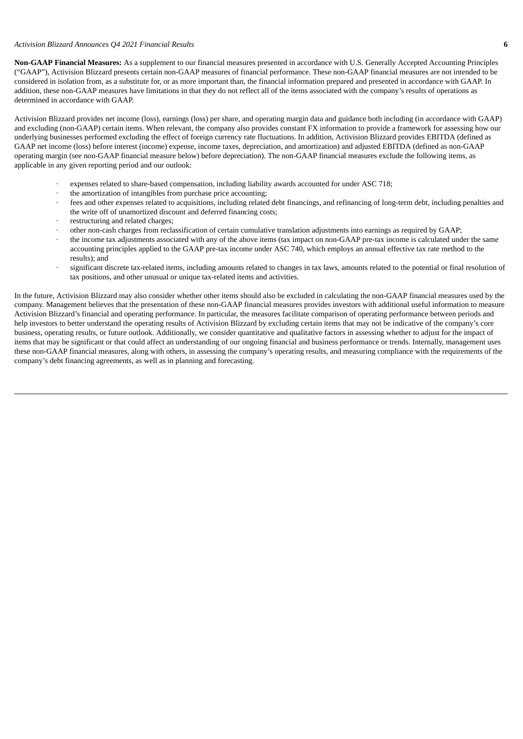**Non-GAAP Financial Measures:** As a supplement to our financial measures presented in accordance with U.S. Generally Accepted Accounting Principles ("GAAP"), Activision Blizzard presents certain non-GAAP measures of financial performance. These non-GAAP financial measures are not intended to be considered in isolation from, as a substitute for, or as more important than, the financial information prepared and presented in accordance with GAAP. In addition, these non-GAAP measures have limitations in that they do not reflect all of the items associated with the company's results of operations as determined in accordance with GAAP.

Activision Blizzard provides net income (loss), earnings (loss) per share, and operating margin data and guidance both including (in accordance with GAAP) and excluding (non-GAAP) certain items. When relevant, the company also provides constant FX information to provide a framework for assessing how our underlying businesses performed excluding the effect of foreign currency rate fluctuations. In addition, Activision Blizzard provides EBITDA (defined as GAAP net income (loss) before interest (income) expense, income taxes, depreciation, and amortization) and adjusted EBITDA (defined as non-GAAP operating margin (see non-GAAP financial measure below) before depreciation). The non-GAAP financial measures exclude the following items, as applicable in any given reporting period and our outlook:

- expenses related to share-based compensation, including liability awards accounted for under ASC 718;
- the amortization of intangibles from purchase price accounting;
- fees and other expenses related to acquisitions, including related debt financings, and refinancing of long-term debt, including penalties and the write off of unamortized discount and deferred financing costs;
- restructuring and related charges;
- other non-cash charges from reclassification of certain cumulative translation adjustments into earnings as required by GAAP;
- the income tax adjustments associated with any of the above items (tax impact on non-GAAP pre-tax income is calculated under the same accounting principles applied to the GAAP pre-tax income under ASC 740, which employs an annual effective tax rate method to the results); and
- significant discrete tax-related items, including amounts related to changes in tax laws, amounts related to the potential or final resolution of tax positions, and other unusual or unique tax-related items and activities.

In the future, Activision Blizzard may also consider whether other items should also be excluded in calculating the non-GAAP financial measures used by the company. Management believes that the presentation of these non-GAAP financial measures provides investors with additional useful information to measure Activision Blizzard's financial and operating performance. In particular, the measures facilitate comparison of operating performance between periods and help investors to better understand the operating results of Activision Blizzard by excluding certain items that may not be indicative of the company's core business, operating results, or future outlook. Additionally, we consider quantitative and qualitative factors in assessing whether to adjust for the impact of items that may be significant or that could affect an understanding of our ongoing financial and business performance or trends. Internally, management uses these non-GAAP financial measures, along with others, in assessing the company's operating results, and measuring compliance with the requirements of the company's debt financing agreements, as well as in planning and forecasting.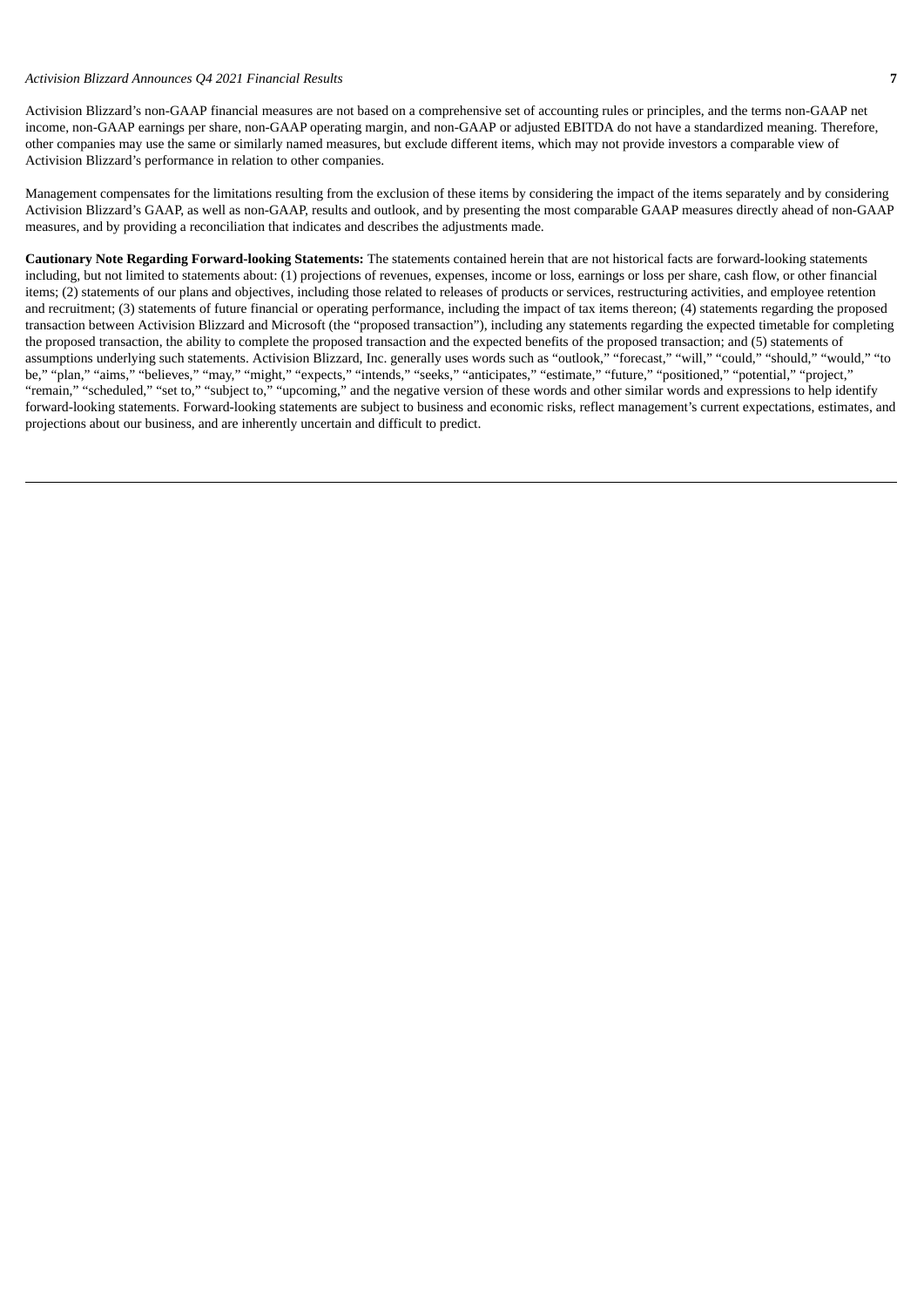Activision Blizzard's non-GAAP financial measures are not based on a comprehensive set of accounting rules or principles, and the terms non-GAAP net income, non-GAAP earnings per share, non-GAAP operating margin, and non-GAAP or adjusted EBITDA do not have a standardized meaning. Therefore, other companies may use the same or similarly named measures, but exclude different items, which may not provide investors a comparable view of Activision Blizzard's performance in relation to other companies.

Management compensates for the limitations resulting from the exclusion of these items by considering the impact of the items separately and by considering Activision Blizzard's GAAP, as well as non-GAAP, results and outlook, and by presenting the most comparable GAAP measures directly ahead of non-GAAP measures, and by providing a reconciliation that indicates and describes the adjustments made.

**Cautionary Note Regarding Forward-looking Statements:** The statements contained herein that are not historical facts are forward-looking statements including, but not limited to statements about: (1) projections of revenues, expenses, income or loss, earnings or loss per share, cash flow, or other financial items; (2) statements of our plans and objectives, including those related to releases of products or services, restructuring activities, and employee retention and recruitment; (3) statements of future financial or operating performance, including the impact of tax items thereon; (4) statements regarding the proposed transaction between Activision Blizzard and Microsoft (the "proposed transaction"), including any statements regarding the expected timetable for completing the proposed transaction, the ability to complete the proposed transaction and the expected benefits of the proposed transaction; and (5) statements of assumptions underlying such statements. Activision Blizzard, Inc. generally uses words such as "outlook," "forecast," "will," "could," "should," "would," "to be," "plan," "aims," "believes," "may," "might," "expects," "intends," "seeks," "anticipates," "estimate," "future," "positioned," "potential," "project," "remain," "scheduled," "set to," "subject to," "upcoming," and the negative version of these words and other similar words and expressions to help identify forward-looking statements. Forward-looking statements are subject to business and economic risks, reflect management's current expectations, estimates, and projections about our business, and are inherently uncertain and difficult to predict.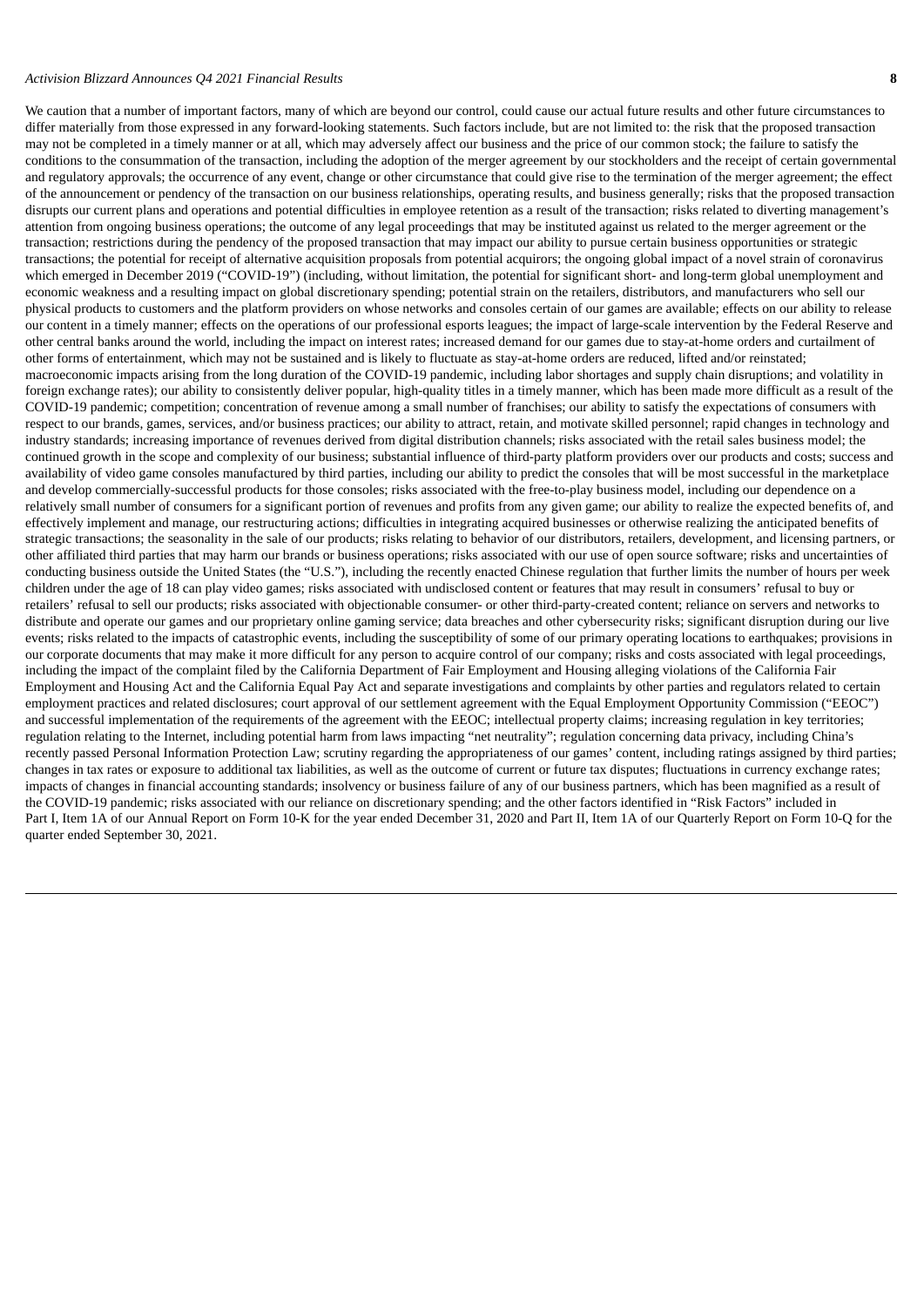We caution that a number of important factors, many of which are beyond our control, could cause our actual future results and other future circumstances to differ materially from those expressed in any forward-looking statements. Such factors include, but are not limited to: the risk that the proposed transaction may not be completed in a timely manner or at all, which may adversely affect our business and the price of our common stock; the failure to satisfy the conditions to the consummation of the transaction, including the adoption of the merger agreement by our stockholders and the receipt of certain governmental and regulatory approvals; the occurrence of any event, change or other circumstance that could give rise to the termination of the merger agreement; the effect of the announcement or pendency of the transaction on our business relationships, operating results, and business generally; risks that the proposed transaction disrupts our current plans and operations and potential difficulties in employee retention as a result of the transaction; risks related to diverting management's attention from ongoing business operations; the outcome of any legal proceedings that may be instituted against us related to the merger agreement or the transaction; restrictions during the pendency of the proposed transaction that may impact our ability to pursue certain business opportunities or strategic transactions; the potential for receipt of alternative acquisition proposals from potential acquirors; the ongoing global impact of a novel strain of coronavirus which emerged in December 2019 ("COVID-19") (including, without limitation, the potential for significant short- and long-term global unemployment and economic weakness and a resulting impact on global discretionary spending; potential strain on the retailers, distributors, and manufacturers who sell our physical products to customers and the platform providers on whose networks and consoles certain of our games are available; effects on our ability to release our content in a timely manner; effects on the operations of our professional esports leagues; the impact of large-scale intervention by the Federal Reserve and other central banks around the world, including the impact on interest rates; increased demand for our games due to stay-at-home orders and curtailment of other forms of entertainment, which may not be sustained and is likely to fluctuate as stay-at-home orders are reduced, lifted and/or reinstated; macroeconomic impacts arising from the long duration of the COVID-19 pandemic, including labor shortages and supply chain disruptions; and volatility in foreign exchange rates); our ability to consistently deliver popular, high-quality titles in a timely manner, which has been made more difficult as a result of the COVID-19 pandemic; competition; concentration of revenue among a small number of franchises; our ability to satisfy the expectations of consumers with respect to our brands, games, services, and/or business practices; our ability to attract, retain, and motivate skilled personnel; rapid changes in technology and industry standards; increasing importance of revenues derived from digital distribution channels; risks associated with the retail sales business model; the continued growth in the scope and complexity of our business; substantial influence of third-party platform providers over our products and costs; success and availability of video game consoles manufactured by third parties, including our ability to predict the consoles that will be most successful in the marketplace and develop commercially-successful products for those consoles; risks associated with the free-to-play business model, including our dependence on a relatively small number of consumers for a significant portion of revenues and profits from any given game; our ability to realize the expected benefits of, and effectively implement and manage, our restructuring actions; difficulties in integrating acquired businesses or otherwise realizing the anticipated benefits of strategic transactions; the seasonality in the sale of our products; risks relating to behavior of our distributors, retailers, development, and licensing partners, or other affiliated third parties that may harm our brands or business operations; risks associated with our use of open source software; risks and uncertainties of conducting business outside the United States (the "U.S."), including the recently enacted Chinese regulation that further limits the number of hours per week children under the age of 18 can play video games; risks associated with undisclosed content or features that may result in consumers' refusal to buy or retailers' refusal to sell our products; risks associated with objectionable consumer- or other third-party-created content; reliance on servers and networks to distribute and operate our games and our proprietary online gaming service; data breaches and other cybersecurity risks; significant disruption during our live events; risks related to the impacts of catastrophic events, including the susceptibility of some of our primary operating locations to earthquakes; provisions in our corporate documents that may make it more difficult for any person to acquire control of our company; risks and costs associated with legal proceedings, including the impact of the complaint filed by the California Department of Fair Employment and Housing alleging violations of the California Fair Employment and Housing Act and the California Equal Pay Act and separate investigations and complaints by other parties and regulators related to certain employment practices and related disclosures; court approval of our settlement agreement with the Equal Employment Opportunity Commission ("EEOC") and successful implementation of the requirements of the agreement with the EEOC; intellectual property claims; increasing regulation in key territories; regulation relating to the Internet, including potential harm from laws impacting "net neutrality"; regulation concerning data privacy, including China's recently passed Personal Information Protection Law; scrutiny regarding the appropriateness of our games' content, including ratings assigned by third parties; changes in tax rates or exposure to additional tax liabilities, as well as the outcome of current or future tax disputes; fluctuations in currency exchange rates; impacts of changes in financial accounting standards; insolvency or business failure of any of our business partners, which has been magnified as a result of the COVID-19 pandemic; risks associated with our reliance on discretionary spending; and the other factors identified in "Risk Factors" included in Part I, Item 1A of our Annual Report on Form 10-K for the year ended December 31, 2020 and Part II, Item 1A of our Quarterly Report on Form 10-Q for the quarter ended September 30, 2021.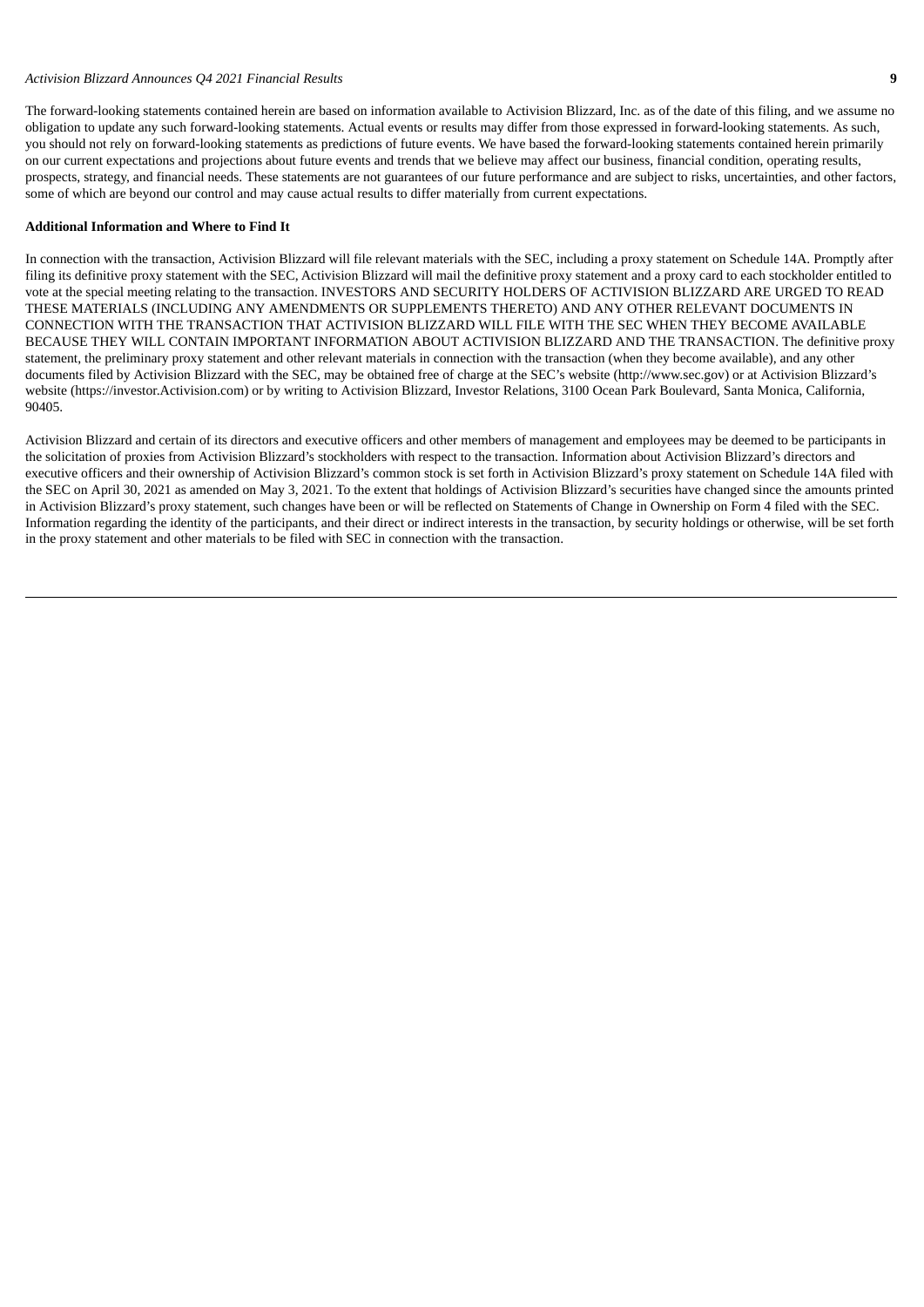The forward-looking statements contained herein are based on information available to Activision Blizzard, Inc. as of the date of this filing, and we assume no obligation to update any such forward-looking statements. Actual events or results may differ from those expressed in forward-looking statements. As such, you should not rely on forward-looking statements as predictions of future events. We have based the forward-looking statements contained herein primarily on our current expectations and projections about future events and trends that we believe may affect our business, financial condition, operating results, prospects, strategy, and financial needs. These statements are not guarantees of our future performance and are subject to risks, uncertainties, and other factors, some of which are beyond our control and may cause actual results to differ materially from current expectations.

**Additional Information and Where to Find It**

In connection with the transaction, Activision Blizzard will file relevant materials with the SEC, including a proxy statement on Schedule 14A. Promptly after filing its definitive proxy statement with the SEC, Activision Blizzard will mail the definitive proxy statement and a proxy card to each stockholder entitled to vote at the special meeting relating to the transaction. INVESTORS AND SECURITY HOLDERS OF ACTIVISION BLIZZARD ARE URGED TO READ THESE MATERIALS (INCLUDING ANY AMENDMENTS OR SUPPLEMENTS THERETO) AND ANY OTHER RELEVANT DOCUMENTS IN CONNECTION WITH THE TRANSACTION THAT ACTIVISION BLIZZARD WILL FILE WITH THE SEC WHEN THEY BECOME AVAILABLE BECAUSE THEY WILL CONTAIN IMPORTANT INFORMATION ABOUT ACTIVISION BLIZZARD AND THE TRANSACTION. The definitive proxy statement, the preliminary proxy statement and other relevant materials in connection with the transaction (when they become available), and any other documents filed by Activision Blizzard with the SEC, may be obtained free of charge at the SEC's website (http://www.sec.gov) or at Activision Blizzard's website (https://investor.Activision.com) or by writing to Activision Blizzard, Investor Relations, 3100 Ocean Park Boulevard, Santa Monica, California, 90405.

Activision Blizzard and certain of its directors and executive officers and other members of management and employees may be deemed to be participants in the solicitation of proxies from Activision Blizzard's stockholders with respect to the transaction. Information about Activision Blizzard's directors and executive officers and their ownership of Activision Blizzard's common stock is set forth in Activision Blizzard's proxy statement on Schedule 14A filed with the SEC on April 30, 2021 as amended on May 3, 2021. To the extent that holdings of Activision Blizzard's securities have changed since the amounts printed in Activision Blizzard's proxy statement, such changes have been or will be reflected on Statements of Change in Ownership on Form 4 filed with the SEC. Information regarding the identity of the participants, and their direct or indirect interests in the transaction, by security holdings or otherwise, will be set forth in the proxy statement and other materials to be filed with SEC in connection with the transaction.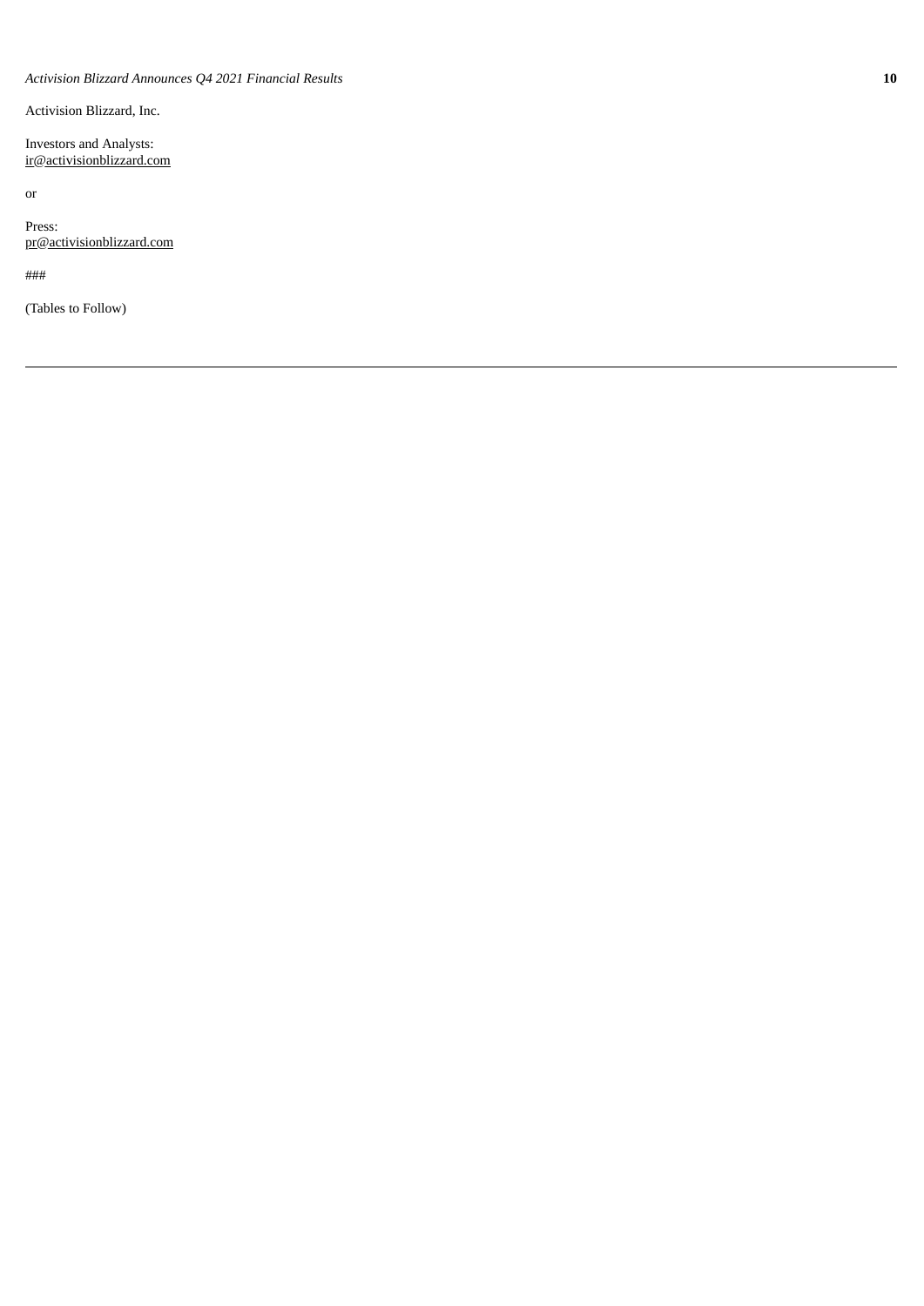Activision Blizzard, Inc.

Investors and Analysts:
ir@activisionblizzard.com

or

Press:
pr@activisionblizzard.com

###

(Tables to Follow)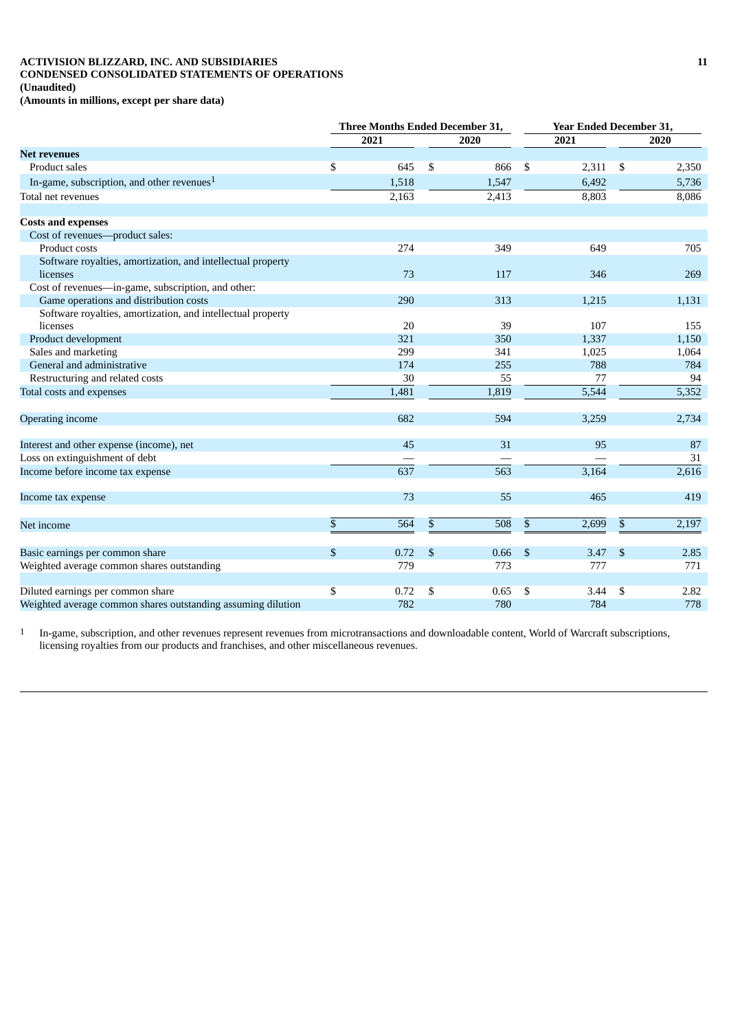**ACTIVISION BLIZZARD, INC. AND SUBSIDIARIES**
**CONDENSED CONSOLIDATED STATEMENTS OF OPERATIONS**
**(Unaudited)**
**(Amounts in millions, except per share data)**

| | Three Months Ended December 31, | | Year Ended December 31, | |
|---|---|---|---|---|
| | 2021 | 2020 | 2021 | 2020 |
| **Net revenues** | | | | |
| Product sales | $ 645 | $ 866 | $ 2,311 | $ 2,350 |
| In-game, subscription, and other revenues[1] | 1,518 | 1,547 | 6,492 | 5,736 |
| Total net revenues | 2,163 | 2,413 | 8,803 | 8,086 |
| | | | | |
| **Costs and expenses** | | | | |
| Cost of revenues—product sales: | | | | |
| Product costs | 274 | 349 | 649 | 705 |
| Software royalties, amortization, and intellectual property licenses | 73 | 117 | 346 | 269 |
| Cost of revenues—in-game, subscription, and other: | | | | |
| Game operations and distribution costs | 290 | 313 | 1,215 | 1,131 |
| Software royalties, amortization, and intellectual property licenses | 20 | 39 | 107 | 155 |
| Product development | 321 | 350 | 1,337 | 1,150 |
| Sales and marketing | 299 | 341 | 1,025 | 1,064 |
| General and administrative | 174 | 255 | 788 | 784 |
| Restructuring and related costs | 30 | 55 | 77 | 94 |
| Total costs and expenses | 1,481 | 1,819 | 5,544 | 5,352 |
| | | | | |
| Operating income | 682 | 594 | 3,259 | 2,734 |
| | | | | |
| Interest and other expense (income), net | 45 | 31 | 95 | 87 |
| Loss on extinguishment of debt | — | — | — | 31 |
| Income before income tax expense | 637 | 563 | 3,164 | 2,616 |
| | | | | |
| Income tax expense | 73 | 55 | 465 | 419 |
| | | | | |
| Net income | $ 564 | $ 508 | $ 2,699 | $ 2,197 |
| | | | | |
| Basic earnings per common share | $ 0.72 | $ 0.66 | $ 3.47 | $ 2.85 |
| Weighted average common shares outstanding | 779 | 773 | 777 | 771 |
| | | | | |
| Diluted earnings per common share | $ 0.72 | $ 0.65 | $ 3.44 | $ 2.82 |
| Weighted average common shares outstanding assuming dilution | 782 | 780 | 784 | 778 |

[1] In-game, subscription, and other revenues represent revenues from microtransactions and downloadable content, World of Warcraft subscriptions, licensing royalties from our products and franchises, and other miscellaneous revenues.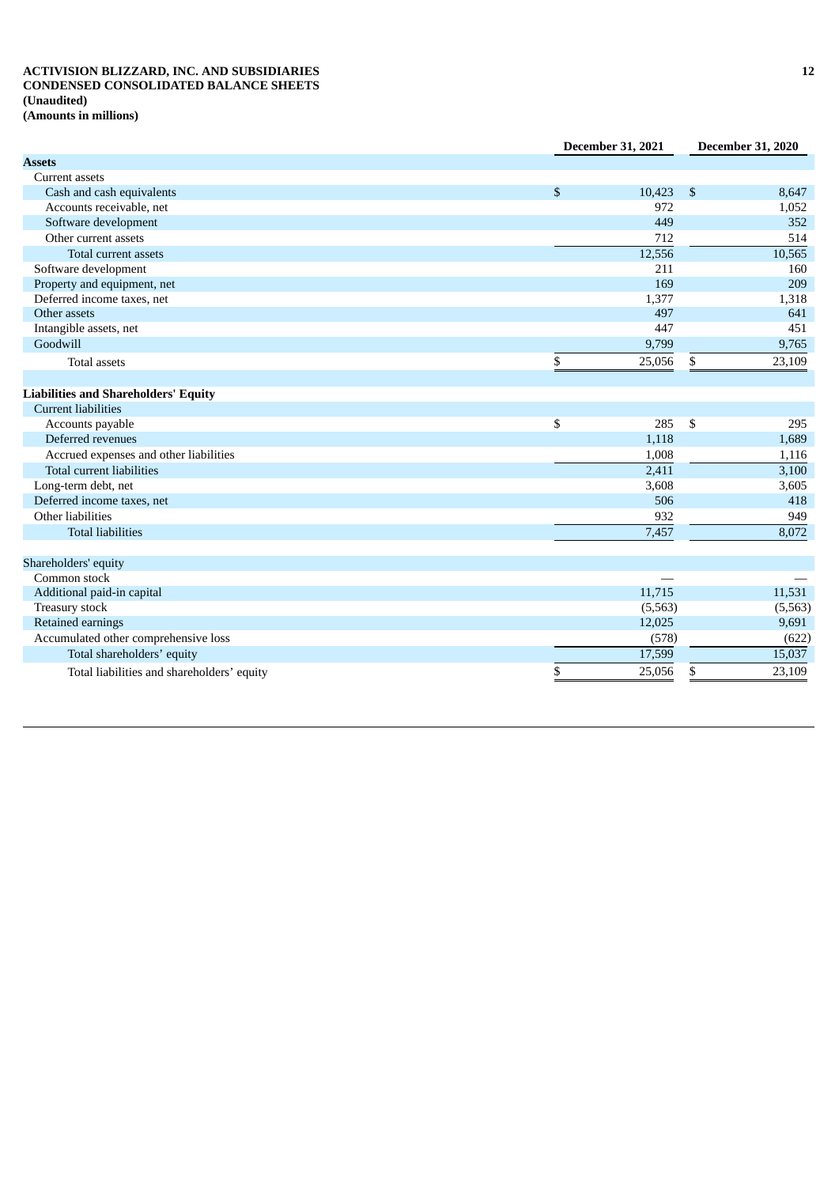**ACTIVISION BLIZZARD, INC. AND SUBSIDIARIES**
**CONDENSED CONSOLIDATED BALANCE SHEETS**
**(Unaudited)**
**(Amounts in millions)**

| | December 31, 2021 | December 31, 2020 |
|---|---|---|
| **Assets** | | |
| Current assets | | |
| Cash and cash equivalents | $ 10,423 | $ 8,647 |
| Accounts receivable, net | 972 | 1,052 |
| Software development | 449 | 352 |
| Other current assets | 712 | 514 |
| Total current assets | 12,556 | 10,565 |
| Software development | 211 | 160 |
| Property and equipment, net | 169 | 209 |
| Deferred income taxes, net | 1,377 | 1,318 |
| Other assets | 497 | 641 |
| Intangible assets, net | 447 | 451 |
| Goodwill | 9,799 | 9,765 |
| Total assets | $ 25,056 | $ 23,109 |
| | | |
| **Liabilities and Shareholders' Equity** | | |
| Current liabilities | | |
| Accounts payable | $ 285 | $ 295 |
| Deferred revenues | 1,118 | 1,689 |
| Accrued expenses and other liabilities | 1,008 | 1,116 |
| Total current liabilities | 2,411 | 3,100 |
| Long-term debt, net | 3,608 | 3,605 |
| Deferred income taxes, net | 506 | 418 |
| Other liabilities | 932 | 949 |
| Total liabilities | 7,457 | 8,072 |
| | | |
| Shareholders' equity | | |
| Common stock | — | — |
| Additional paid-in capital | 11,715 | 11,531 |
| Treasury stock | (5,563) | (5,563) |
| Retained earnings | 12,025 | 9,691 |
| Accumulated other comprehensive loss | (578) | (622) |
| Total shareholders' equity | 17,599 | 15,037 |
| Total liabilities and shareholders' equity | $ 25,056 | $ 23,109 |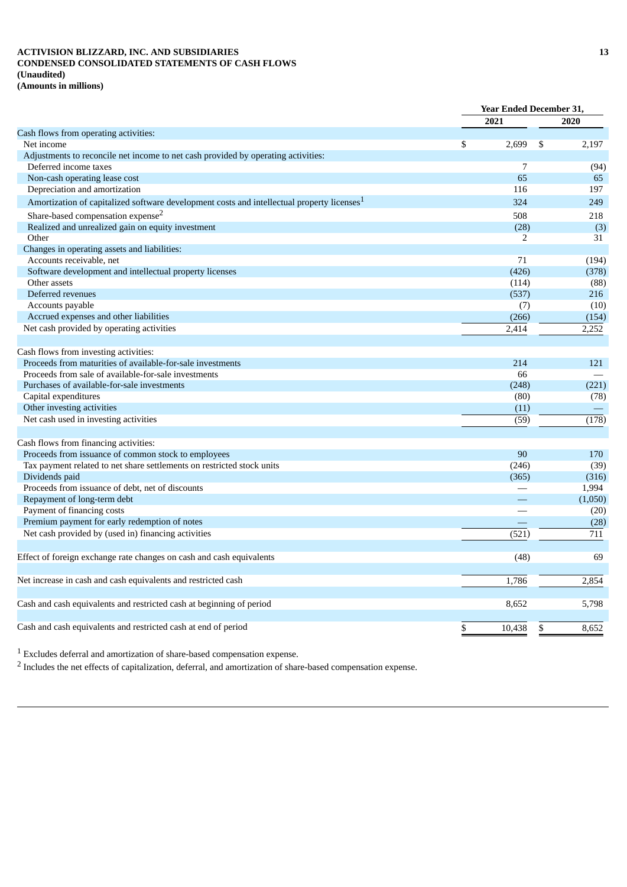**ACTIVISION BLIZZARD, INC. AND SUBSIDIARIES**
**CONDENSED CONSOLIDATED STATEMENTS OF CASH FLOWS**
**(Unaudited)**
**(Amounts in millions)**

| | Year Ended December 31, | |
|---|---|---|
| | 2021 | 2020 |
| Cash flows from operating activities: | | |
| Net income | $ 2,699 | $ 2,197 |
| Adjustments to reconcile net income to net cash provided by operating activities: | | |
| Deferred income taxes | 7 | (94) |
| Non-cash operating lease cost | 65 | 65 |
| Depreciation and amortization | 116 | 197 |
| Amortization of capitalized software development costs and intellectual property licenses[1] | 324 | 249 |
| Share-based compensation expense[2] | 508 | 218 |
| Realized and unrealized gain on equity investment | (28) | (3) |
| Other | 2 | 31 |
| Changes in operating assets and liabilities: | | |
| Accounts receivable, net | 71 | (194) |
| Software development and intellectual property licenses | (426) | (378) |
| Other assets | (114) | (88) |
| Deferred revenues | (537) | 216 |
| Accounts payable | (7) | (10) |
| Accrued expenses and other liabilities | (266) | (154) |
| Net cash provided by operating activities | 2,414 | 2,252 |
| | | |
| Cash flows from investing activities: | | |
| Proceeds from maturities of available-for-sale investments | 214 | 121 |
| Proceeds from sale of available-for-sale investments | 66 | — |
| Purchases of available-for-sale investments | (248) | (221) |
| Capital expenditures | (80) | (78) |
| Other investing activities | (11) | — |
| Net cash used in investing activities | (59) | (178) |
| | | |
| Cash flows from financing activities: | | |
| Proceeds from issuance of common stock to employees | 90 | 170 |
| Tax payment related to net share settlements on restricted stock units | (246) | (39) |
| Dividends paid | (365) | (316) |
| Proceeds from issuance of debt, net of discounts | — | 1,994 |
| Repayment of long-term debt | — | (1,050) |
| Payment of financing costs | — | (20) |
| Premium payment for early redemption of notes | — | (28) |
| Net cash provided by (used in) financing activities | (521) | 711 |
| | | |
| Effect of foreign exchange rate changes on cash and cash equivalents | (48) | 69 |
| | | |
| Net increase in cash and cash equivalents and restricted cash | 1,786 | 2,854 |
| | | |
| Cash and cash equivalents and restricted cash at beginning of period | 8,652 | 5,798 |
| | | |
| Cash and cash equivalents and restricted cash at end of period | $ 10,438 | $ 8,652 |

[1] Excludes deferral and amortization of share-based compensation expense.

[2] Includes the net effects of capitalization, deferral, and amortization of share-based compensation expense.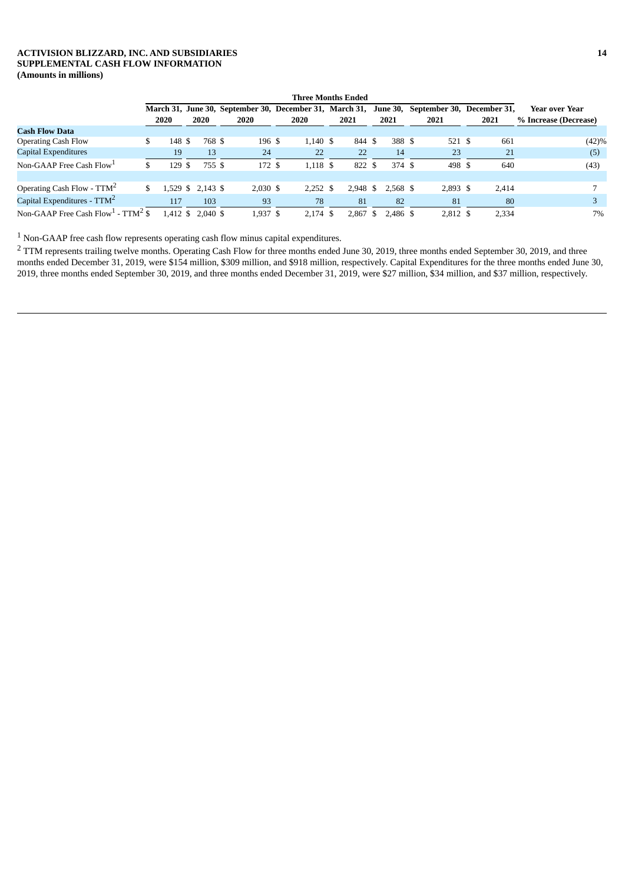**ACTIVISION BLIZZARD, INC. AND SUBSIDIARIES**
**SUPPLEMENTAL CASH FLOW INFORMATION**
**(Amounts in millions)**

| | Three Months Ended | | | | | | | | |
|---|---|---|---|---|---|---|---|---|---|
| | March 31, 2020 | June 30, 2020 | September 30, 2020 | December 31, 2020 | March 31, 2021 | June 30, 2021 | September 30, 2021 | December 31, 2021 | Year over Year % Increase (Decrease) |
| **Cash Flow Data** | | | | | | | | | |
| Operating Cash Flow | $ 148 | $ 768 | $ 196 | $ 1,140 | $ 844 | $ 388 | $ 521 | $ 661 | (42)% |
| Capital Expenditures | 19 | 13 | 24 | 22 | 22 | 14 | 23 | 21 | (5) |
| Non-GAAP Free Cash Flow[1] | $ 129 | $ 755 | $ 172 | $ 1,118 | $ 822 | $ 374 | $ 498 | $ 640 | (43) |
| | | | | | | | | | |
| Operating Cash Flow - TTM[2] | $ 1,529 | $ 2,143 | $ 2,030 | $ 2,252 | $ 2,948 | $ 2,568 | $ 2,893 | $ 2,414 | 7 |
| Capital Expenditures - TTM[2] | 117 | 103 | 93 | 78 | 81 | 82 | 81 | 80 | 3 |
| Non-GAAP Free Cash Flow[1] - TTM[2] | $ 1,412 | $ 2,040 | $ 1,937 | $ 2,174 | $ 2,867 | $ 2,486 | $ 2,812 | $ 2,334 | 7% |

[1] Non-GAAP free cash flow represents operating cash flow minus capital expenditures.

[2] TTM represents trailing twelve months. Operating Cash Flow for three months ended June 30, 2019, three months ended September 30, 2019, and three months ended December 31, 2019, were $154 million, $309 million, and $918 million, respectively. Capital Expenditures for the three months ended June 30, 2019, three months ended September 30, 2019, and three months ended December 31, 2019, were $27 million, $34 million, and $37 million, respectively.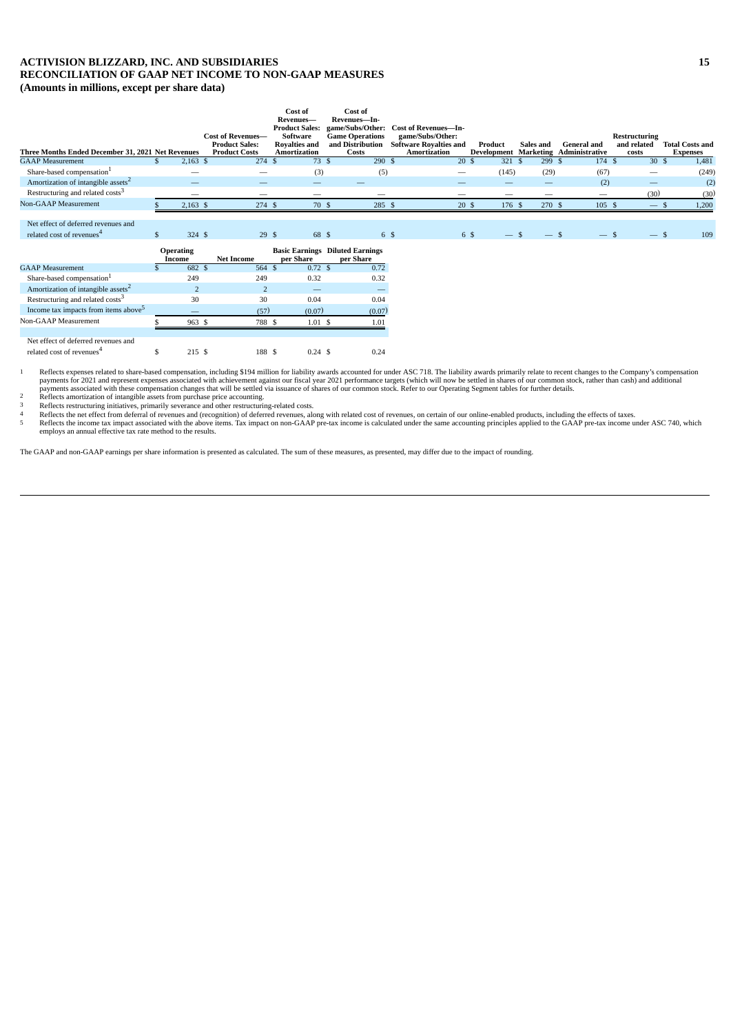# ACTIVISION BLIZZARD, INC. AND SUBSIDIARIES
# RECONCILIATION OF GAAP NET INCOME TO NON-GAAP MEASURES
**(Amounts in millions, except per share data)**

| Three Months Ended December 31, 2021 | Net Revenues | Cost of Revenues—Product Sales: Product Costs | Cost of Revenues—Product Sales: Software Royalties and Amortization | Cost of Revenues—In-game/Subs/Other: Game Operations and Distribution Costs | Cost of Revenues—In-game/Subs/Other: Software Royalties and Amortization | Product Development | Sales and Marketing | General and Administrative | Restructuring and related costs | Total Costs and Expenses |
|---|---|---|---|---|---|---|---|---|---|---|
| GAAP Measurement | $ 2,163 | $ 274 | $ 73 | $ 290 | $ 20 | $ 321 | $ 299 | $ 174 | $ 30 | $ 1,481 |
| Share-based compensation[1] | — | — | (3) | (5) | — | (145) | (29) | (67) | — | (249) |
| Amortization of intangible assets[2] | — | — | — | — | — | — | — | (2) | — | (2) |
| Restructuring and related costs[3] | — | — | — | — | — | — | — | — | (30) | (30) |
| Non-GAAP Measurement | $ 2,163 | $ 274 | $ 70 | $ 285 | $ 20 | $ 176 | $ 270 | $ 105 | $ — | $ 1,200 |
| | | | | | | | | | | |
| Net effect of deferred revenues and related cost of revenues[4] | $ 324 | $ 29 | $ 68 | $ 6 | $ 6 | $ — | $ — | $ — | $ — | $ 109 |

| | Operating Income | Net Income | Basic Earnings per Share | Diluted Earnings per Share |
|---|---|---|---|---|
| GAAP Measurement | $ 682 | $ 564 | $ 0.72 | $ 0.72 |
| Share-based compensation[1] | 249 | 249 | 0.32 | 0.32 |
| Amortization of intangible assets[2] | 2 | 2 | — | — |
| Restructuring and related costs[3] | 30 | 30 | 0.04 | 0.04 |
| Income tax impacts from items above[5] | — | (57) | (0.07) | (0.07) |
| Non-GAAP Measurement | $ 963 | $ 788 | $ 1.01 | $ 1.01 |
| | | | | |
| Net effect of deferred revenues and related cost of revenues[4] | $ 215 | $ 188 | $ 0.24 | $ 0.24 |

1 Reflects expenses related to share-based compensation, including $194 million for liability awards accounted for under ASC 718. The liability awards primarily relate to recent changes to the Company's compensation payments for 2021 and represent expenses associated with achievement against our fiscal year 2021 performance targets (which will now be settled in shares of our common stock, rather than cash) and additional payments associated with these compensation changes that will be settled via issuance of shares of our common stock. Refer to our Operating Segment tables for further details.

2 Reflects amortization of intangible assets from purchase price accounting.

3 Reflects restructuring initiatives, primarily severance and other restructuring-related costs.

4 Reflects the net effect from deferral of revenues and (recognition) of deferred revenues, along with related cost of revenues, on certain of our online-enabled products, including the effects of taxes.

5 Reflects the income tax impact associated with the above items. Tax impact on non-GAAP pre-tax income is calculated under the same accounting principles applied to the GAAP pre-tax income under ASC 740, which employs an annual effective tax rate method to the results.

The GAAP and non-GAAP earnings per share information is presented as calculated. The sum of these measures, as presented, may differ due to the impact of rounding.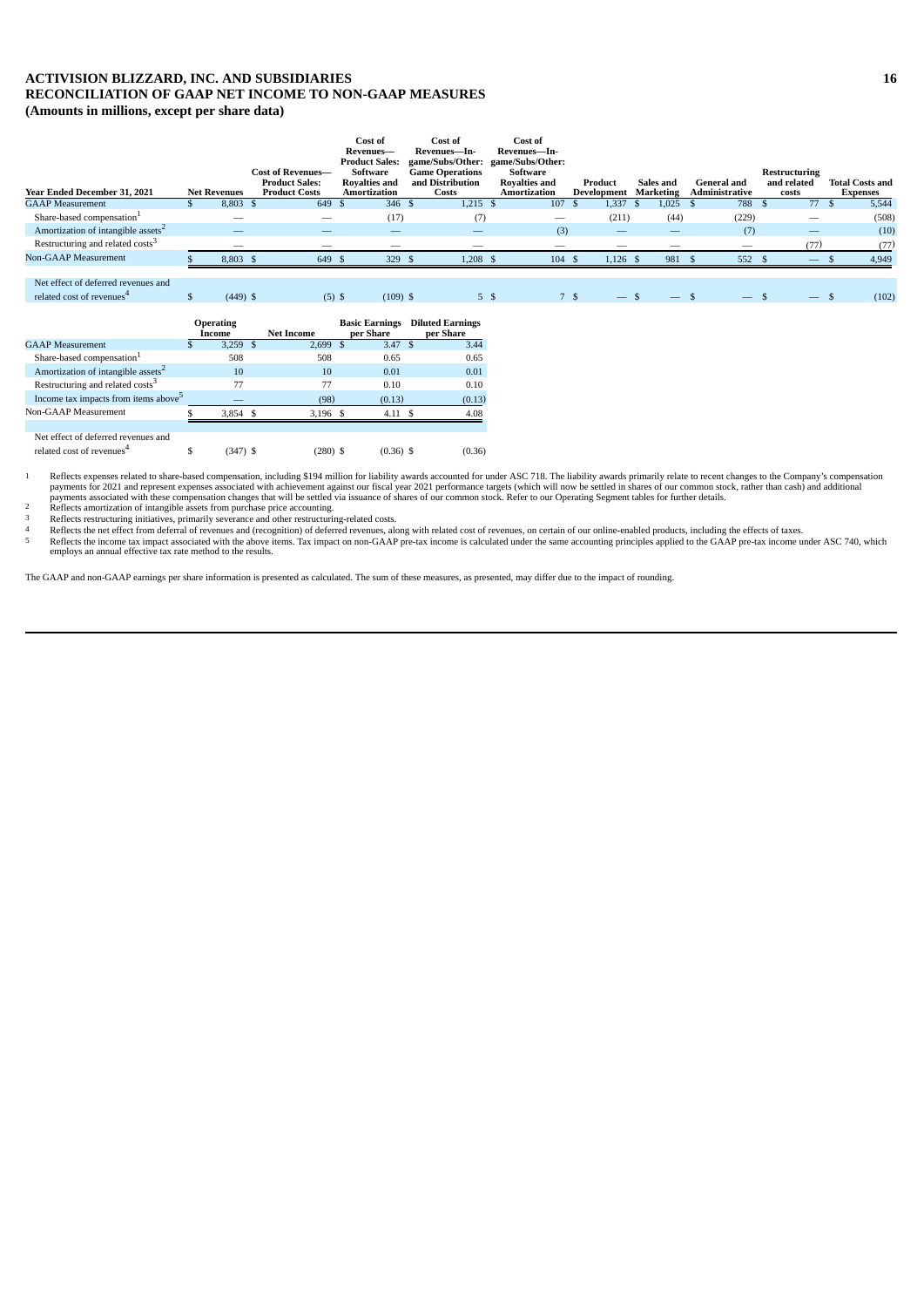# ACTIVISION BLIZZARD, INC. AND SUBSIDIARIES
# RECONCILIATION OF GAAP NET INCOME TO NON-GAAP MEASURES
**(Amounts in millions, except per share data)**

| Year Ended December 31, 2021 | Net Revenues | Cost of Revenues—Product Sales: Product Costs | Cost of Revenues—Product Sales: Software Royalties and Amortization | Cost of Revenues—In-game/Subs/Other: Game Operations and Distribution Costs | Cost of Revenues—In-game/Subs/Other: Software Royalties and Amortization | Product Development | Sales and Marketing | General and Administrative | Restructuring and related costs | Total Costs and Expenses |
|---|---|---|---|---|---|---|---|---|---|---|
| GAAP Measurement | $ 8,803 | $ 649 | $ 346 | $ 1,215 | $ 107 | $ 1,337 | $ 1,025 | $ 788 | $ 77 | $ 5,544 |
| Share-based compensation[1] | — | — | (17) | (7) | — | (211) | (44) | (229) | — | (508) |
| Amortization of intangible assets[2] | — | — | — | — | (3) | — | — | (7) | — | (10) |
| Restructuring and related costs[3] | — | — | — | — | — | — | — | — | (77) | (77) |
| Non-GAAP Measurement | $ 8,803 | $ 649 | $ 329 | $ 1,208 | $ 104 | $ 1,126 | $ 981 | $ 552 | $ — | $ 4,949 |
| | | | | | | | | | | |
| Net effect of deferred revenues and related cost of revenues[4] | $ (449) | $ (5) | $ (109) | $ 5 | $ 7 | $ — | $ — | $ — | $ — | $ (102) |

| | Operating Income | Net Income | Basic Earnings per Share | Diluted Earnings per Share |
|---|---|---|---|---|
| GAAP Measurement | $ 3,259 | $ 2,699 | $ 3.47 | $ 3.44 |
| Share-based compensation[1] | 508 | 508 | 0.65 | 0.65 |
| Amortization of intangible assets[2] | 10 | 10 | 0.01 | 0.01 |
| Restructuring and related costs[3] | 77 | 77 | 0.10 | 0.10 |
| Income tax impacts from items above[5] | — | (98) | (0.13) | (0.13) |
| Non-GAAP Measurement | $ 3,854 | $ 3,196 | $ 4.11 | $ 4.08 |
| | | | | |
| Net effect of deferred revenues and related cost of revenues[4] | $ (347) | $ (280) | $ (0.36) | $ (0.36) |

1 Reflects expenses related to share-based compensation, including $194 million for liability awards accounted for under ASC 718. The liability awards primarily relate to recent changes to the Company's compensation payments for 2021 and represent expenses associated with achievement against our fiscal year 2021 performance targets (which will now be settled in shares of our common stock, rather than cash) and additional payments associated with these compensation changes that will be settled via issuance of shares of our common stock. Refer to our Operating Segment tables for further details.

2 Reflects amortization of intangible assets from purchase price accounting.

3 Reflects restructuring initiatives, primarily severance and other restructuring-related costs.

4 Reflects the net effect from deferral of revenues and (recognition) of deferred revenues, along with related cost of revenues, on certain of our online-enabled products, including the effects of taxes.

5 Reflects the income tax impact associated with the above items. Tax impact on non-GAAP pre-tax income is calculated under the same accounting principles applied to the GAAP pre-tax income under ASC 740, which employs an annual effective tax rate method to the results.

The GAAP and non-GAAP earnings per share information is presented as calculated. The sum of these measures, as presented, may differ due to the impact of rounding.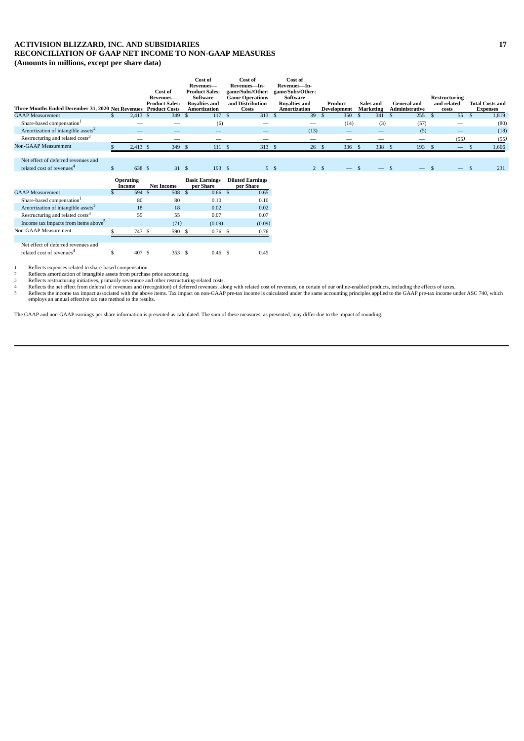# ACTIVISION BLIZZARD, INC. AND SUBSIDIARIES
# RECONCILIATION OF GAAP NET INCOME TO NON-GAAP MEASURES
**(Amounts in millions, except per share data)**

| Three Months Ended December 31, 2020 | Net Revenues | Cost of Revenues—Product Sales: Product Costs | Cost of Revenues—Product Sales: Software Royalties and Amortization | Cost of Revenues—In-game/Subs/Other: Game Operations and Distribution Costs | Cost of Revenues—In-game/Subs/Other: Software Royalties and Amortization | Product Development | Sales and Marketing | General and Administrative | Restructuring and related costs | Total Costs and Expenses |
|---|---|---|---|---|---|---|---|---|---|---|
| GAAP Measurement | $ 2,413 | $ 349 | $ 117 | $ 313 | $ 39 | $ 350 | $ 341 | $ 255 | $ 55 | $ 1,819 |
| Share-based compensation[1] | — | — | (6) | — | — | (14) | (3) | (57) | — | (80) |
| Amortization of intangible assets[2] | — | — | — | — | (13) | — | — | (5) | — | (18) |
| Restructuring and related costs[3] | — | — | — | — | — | — | — | — | (55) | (55) |
| Non-GAAP Measurement | $ 2,413 | $ 349 | $ 111 | $ 313 | $ 26 | $ 336 | $ 338 | $ 193 | $ — | $ 1,666 |
| | | | | | | | | | | |
| Net effect of deferred revenues and related cost of revenues[4] | $ 638 | $ 31 | $ 193 | $ 5 | $ 2 | $ — | $ — | $ — | $ — | $ 231 |

| | Operating Income | Net Income | Basic Earnings per Share | Diluted Earnings per Share |
|---|---|---|---|---|
| GAAP Measurement | $ 594 | $ 508 | $ 0.66 | $ 0.65 |
| Share-based compensation[1] | 80 | 80 | 0.10 | 0.10 |
| Amortization of intangible assets[2] | 18 | 18 | 0.02 | 0.02 |
| Restructuring and related costs[3] | 55 | 55 | 0.07 | 0.07 |
| Income tax impacts from items above[5] | — | (71) | (0.09) | (0.09) |
| Non-GAAP Measurement | $ 747 | $ 590 | $ 0.76 | $ 0.76 |
| | | | | |
| Net effect of deferred revenues and related cost of revenues[4] | $ 407 | $ 353 | $ 0.46 | $ 0.45 |

1 Reflects expenses related to share-based compensation.
2 Reflects amortization of intangible assets from purchase price accounting.
3 Reflects restructuring initiatives, primarily severance and other restructuring-related costs.
4 Reflects the net effect from deferral of revenues and (recognition) of deferred revenues, along with related cost of revenues, on certain of our online-enabled products, including the effects of taxes.
5 Reflects the income tax impact associated with the above items. Tax impact on non-GAAP pre-tax income is calculated under the same accounting principles applied to the GAAP pre-tax income under ASC 740, which employs an annual effective tax rate method to the results.

The GAAP and non-GAAP earnings per share information is presented as calculated. The sum of these measures, as presented, may differ due to the impact of rounding.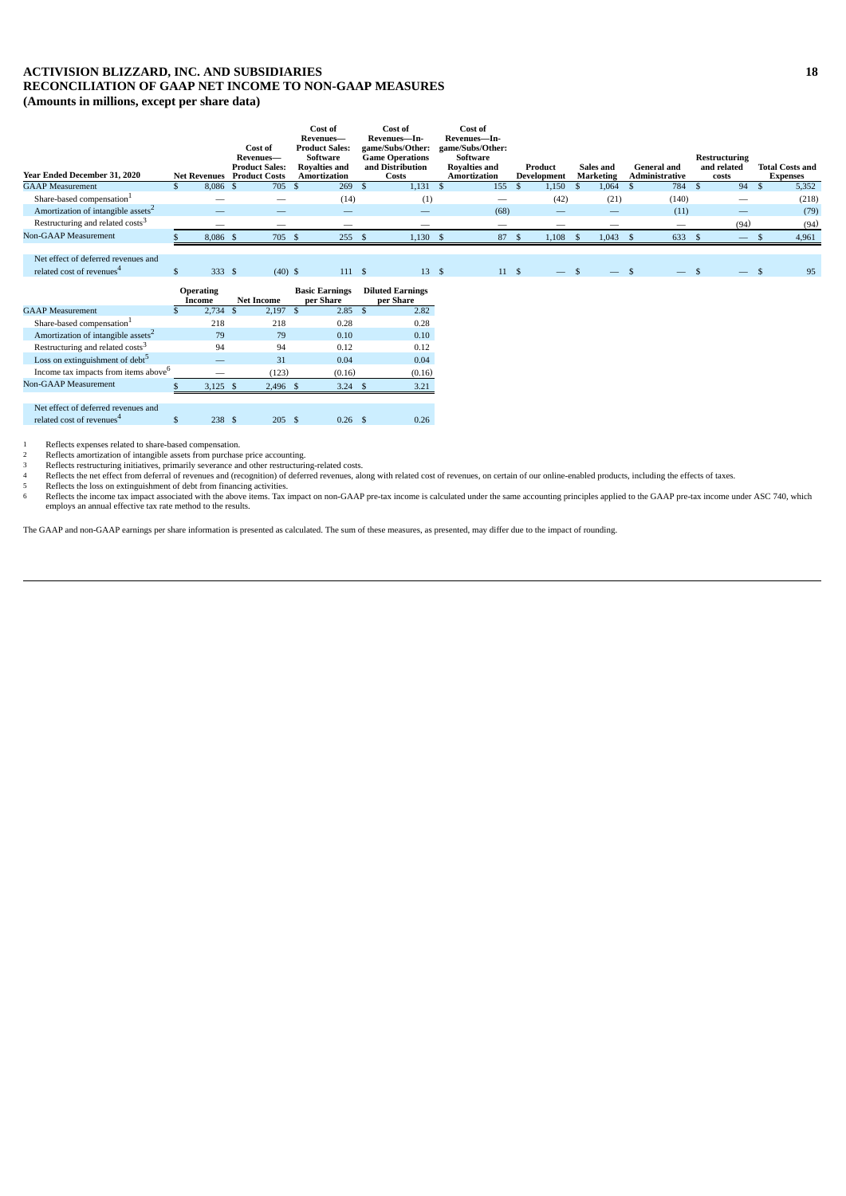# ACTIVISION BLIZZARD, INC. AND SUBSIDIARIES
## RECONCILIATION OF GAAP NET INCOME TO NON-GAAP MEASURES
**(Amounts in millions, except per share data)**

| Year Ended December 31, 2020 | Net Revenues | Cost of Revenues—Product Sales: Product Costs | Cost of Revenues—Product Sales: Software Royalties and Amortization | Cost of Revenues—In-game/Subs/Other: Game Operations and Distribution Costs | Cost of Revenues—In-game/Subs/Other: Software Royalties and Amortization | Product Development | Sales and Marketing | General and Administrative | Restructuring and related costs | Total Costs and Expenses |
|---|---|---|---|---|---|---|---|---|---|---|
| GAAP Measurement | $ 8,086 | $ 705 | $ 269 | $ 1,131 | $ 155 | $ 1,150 | $ 1,064 | $ 784 | $ 94 | $ 5,352 |
| Share-based compensation[1] | — | — | (14) | (1) | — | (42) | (21) | (140) | — | (218) |
| Amortization of intangible assets[2] | — | — | — | — | (68) | — | — | (11) | — | (79) |
| Restructuring and related costs[3] | — | — | — | — | — | — | — | — | (94) | (94) |
| Non-GAAP Measurement | $ 8,086 | $ 705 | $ 255 | $ 1,130 | $ 87 | $ 1,108 | $ 1,043 | $ 633 | $ — | $ 4,961 |
| | | | | | | | | | | |
| Net effect of deferred revenues and related cost of revenues[4] | $ 333 | $ (40) | $ 111 | $ 13 | $ 11 | $ — | $ — | $ — | $ — | $ 95 |

| | Operating Income | Net Income | Basic Earnings per Share | Diluted Earnings per Share |
|---|---|---|---|---|
| GAAP Measurement | $ 2,734 | $ 2,197 | $ 2.85 | $ 2.82 |
| Share-based compensation[1] | 218 | 218 | 0.28 | 0.28 |
| Amortization of intangible assets[2] | 79 | 79 | 0.10 | 0.10 |
| Restructuring and related costs[3] | 94 | 94 | 0.12 | 0.12 |
| Loss on extinguishment of debt[5] | — | 31 | 0.04 | 0.04 |
| Income tax impacts from items above[6] | — | (123) | (0.16) | (0.16) |
| Non-GAAP Measurement | $ 3,125 | $ 2,496 | $ 3.24 | $ 3.21 |
| | | | | |
| Net effect of deferred revenues and related cost of revenues[4] | $ 238 | $ 205 | $ 0.26 | $ 0.26 |

1 Reflects expenses related to share-based compensation.
2 Reflects amortization of intangible assets from purchase price accounting.
3 Reflects restructuring initiatives, primarily severance and other restructuring-related costs.
4 Reflects the net effect from deferral of revenues and (recognition) of deferred revenues, along with related cost of revenues, on certain of our online-enabled products, including the effects of taxes.
5 Reflects the loss on extinguishment of debt from financing activities.
6 Reflects the income tax impact associated with the above items. Tax impact on non-GAAP pre-tax income is calculated under the same accounting principles applied to the GAAP pre-tax income under ASC 740, which employs an annual effective tax rate method to the results.

The GAAP and non-GAAP earnings per share information is presented as calculated. The sum of these measures, as presented, may differ due to the impact of rounding.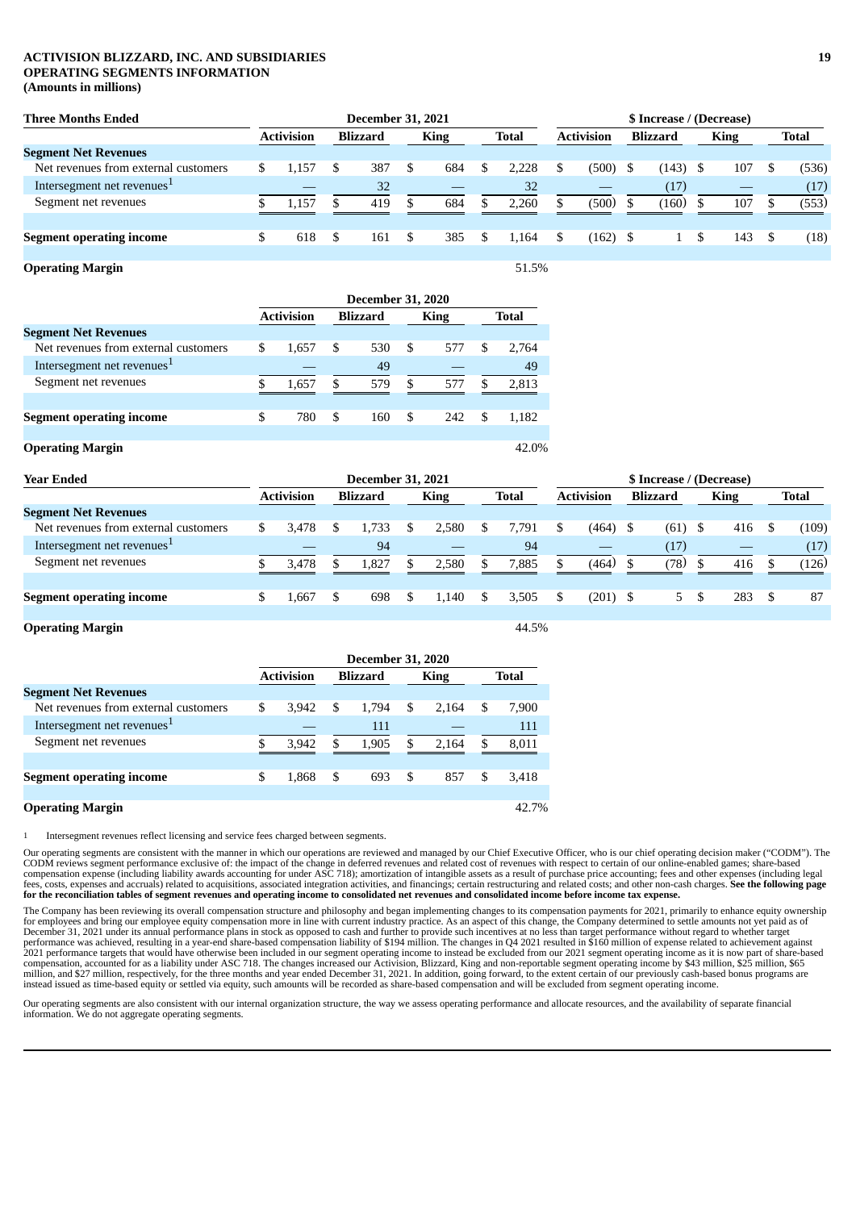**ACTIVISION BLIZZARD, INC. AND SUBSIDIARIES**
**OPERATING SEGMENTS INFORMATION**
**(Amounts in millions)**

| **Three Months Ended** | December 31, 2021 | | | | $ Increase / (Decrease) | | | |
|---|---|---|---|---|---|---|---|---|
| | **Activision** | **Blizzard** | **King** | **Total** | **Activision** | **Blizzard** | **King** | **Total** |
| **Segment Net Revenues** | | | | | | | | |
| Net revenues from external customers | $ 1,157 | $ 387 | $ 684 | $ 2,228 | $ (500) | $ (143) | $ 107 | $ (536) |
| Intersegment net revenues[1] | — | 32 | — | 32 | — | (17) | — | (17) |
| Segment net revenues | $ 1,157 | $ 419 | $ 684 | $ 2,260 | $ (500) | $ (160) | $ 107 | $ (553) |
| **Segment operating income** | $ 618 | $ 161 | $ 385 | $ 1,164 | $ (162) | $ 1 | $ 143 | $ (18) |
| **Operating Margin** | | | | 51.5% | | | | |

| | December 31, 2020 | | | |
|---|---|---|---|---|
| | **Activision** | **Blizzard** | **King** | **Total** |
| **Segment Net Revenues** | | | | |
| Net revenues from external customers | $ 1,657 | $ 530 | $ 577 | $ 2,764 |
| Intersegment net revenues[1] | — | 49 | — | 49 |
| Segment net revenues | $ 1,657 | $ 579 | $ 577 | $ 2,813 |
| **Segment operating income** | $ 780 | $ 160 | $ 242 | $ 1,182 |
| **Operating Margin** | | | | 42.0% |

| **Year Ended** | December 31, 2021 | | | | $ Increase / (Decrease) | | | |
|---|---|---|---|---|---|---|---|---|
| | **Activision** | **Blizzard** | **King** | **Total** | **Activision** | **Blizzard** | **King** | **Total** |
| **Segment Net Revenues** | | | | | | | | |
| Net revenues from external customers | $ 3,478 | $ 1,733 | $ 2,580 | $ 7,791 | $ (464) | $ (61) | $ 416 | $ (109) |
| Intersegment net revenues[1] | — | 94 | — | 94 | — | (17) | — | (17) |
| Segment net revenues | $ 3,478 | $ 1,827 | $ 2,580 | $ 7,885 | $ (464) | $ (78) | $ 416 | $ (126) |
| **Segment operating income** | $ 1,667 | $ 698 | $ 1,140 | $ 3,505 | $ (201) | $ 5 | $ 283 | $ 87 |
| **Operating Margin** | | | | 44.5% | | | | |

| | December 31, 2020 | | | |
|---|---|---|---|---|
| | **Activision** | **Blizzard** | **King** | **Total** |
| **Segment Net Revenues** | | | | |
| Net revenues from external customers | $ 3,942 | $ 1,794 | $ 2,164 | $ 7,900 |
| Intersegment net revenues[1] | — | 111 | — | 111 |
| Segment net revenues | $ 3,942 | $ 1,905 | $ 2,164 | $ 8,011 |
| **Segment operating income** | $ 1,868 | $ 693 | $ 857 | $ 3,418 |
| **Operating Margin** | | | | 42.7% |

1 Intersegment revenues reflect licensing and service fees charged between segments.

Our operating segments are consistent with the manner in which our operations are reviewed and managed by our Chief Executive Officer, who is our chief operating decision maker ("CODM"). The CODM reviews segment performance exclusive of: the impact of the change in deferred revenues and related cost of revenues with respect to certain of our online-enabled games; share-based compensation expense (including liability awards accounting for under ASC 718); amortization of intangible assets as a result of purchase price accounting; fees and other expenses (including legal fees, costs, expenses and accruals) related to acquisitions, associated integration activities, and financings; certain restructuring and related costs; and other non-cash charges. **See the following page for the reconciliation tables of segment revenues and operating income to consolidated net revenues and consolidated income before income tax expense.**

The Company has been reviewing its overall compensation structure and philosophy and began implementing changes to its compensation payments for 2021, primarily to enhance equity ownership for employees and bring our employee equity compensation more in line with current industry practice. As an aspect of this change, the Company determined to settle amounts not yet paid as of December 31, 2021 under its annual performance plans in stock as opposed to cash and further to provide such incentives at no less than target performance without regard to whether target performance was achieved, resulting in a year-end share-based compensation liability of $194 million. The changes in Q4 2021 resulted in $160 million of expense related to achievement against 2021 performance targets that would have otherwise been included in our segment operating income to instead be excluded from our 2021 segment operating income as it is now part of share-based compensation, accounted for as a liability under ASC 718. The changes increased our Activision, Blizzard, King and non-reportable segment operating income by $43 million, $25 million, $65 million, and $27 million, respectively, for the three months and year ended December 31, 2021. In addition, going forward, to the extent certain of our previously cash-based bonus programs are instead issued as time-based equity or settled via equity, such amounts will be recorded as share-based compensation and will be excluded from segment operating income.

Our operating segments are also consistent with our internal organization structure, the way we assess operating performance and allocate resources, and the availability of separate financial information. We do not aggregate operating segments.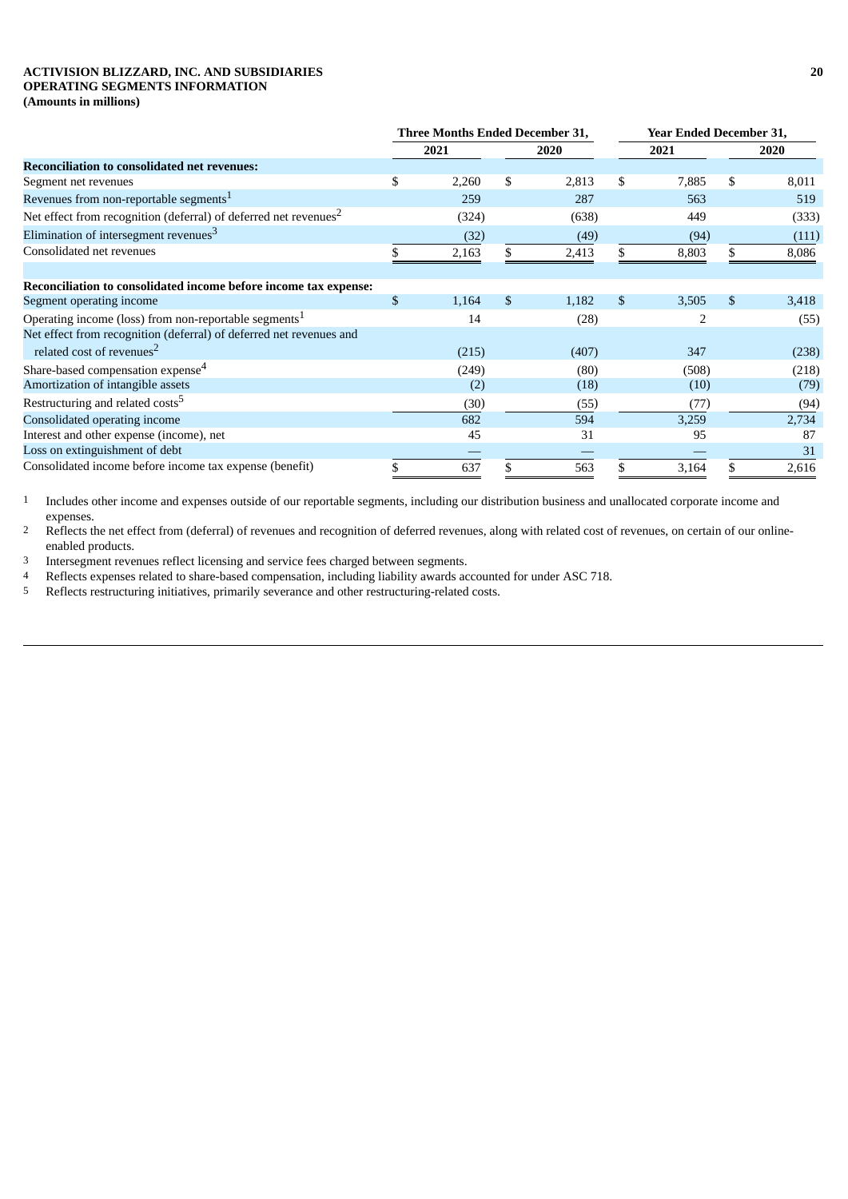**ACTIVISION BLIZZARD, INC. AND SUBSIDIARIES**
**OPERATING SEGMENTS INFORMATION**
**(Amounts in millions)**

| | Three Months Ended December 31, | | Year Ended December 31, | |
|---|---|---|---|---|
| | 2021 | 2020 | 2021 | 2020 |
| **Reconciliation to consolidated net revenues:** | | | | |
| Segment net revenues | $ 2,260 | $ 2,813 | $ 7,885 | $ 8,011 |
| Revenues from non-reportable segments[1] | 259 | 287 | 563 | 519 |
| Net effect from recognition (deferral) of deferred net revenues[2] | (324) | (638) | 449 | (333) |
| Elimination of intersegment revenues[3] | (32) | (49) | (94) | (111) |
| Consolidated net revenues | $ 2,163 | $ 2,413 | $ 8,803 | $ 8,086 |
| | | | | |
| **Reconciliation to consolidated income before income tax expense:** | | | | |
| Segment operating income | $ 1,164 | $ 1,182 | $ 3,505 | $ 3,418 |
| Operating income (loss) from non-reportable segments[1] | 14 | (28) | 2 | (55) |
| Net effect from recognition (deferral) of deferred net revenues and related cost of revenues[2] | (215) | (407) | 347 | (238) |
| Share-based compensation expense[4] | (249) | (80) | (508) | (218) |
| Amortization of intangible assets | (2) | (18) | (10) | (79) |
| Restructuring and related costs[5] | (30) | (55) | (77) | (94) |
| Consolidated operating income | 682 | 594 | 3,259 | 2,734 |
| Interest and other expense (income), net | 45 | 31 | 95 | 87 |
| Loss on extinguishment of debt | — | — | — | 31 |
| Consolidated income before income tax expense (benefit) | $ 637 | $ 563 | $ 3,164 | $ 2,616 |

1 Includes other income and expenses outside of our reportable segments, including our distribution business and unallocated corporate income and expenses.

2 Reflects the net effect from (deferral) of revenues and recognition of deferred revenues, along with related cost of revenues, on certain of our online-enabled products.

3 Intersegment revenues reflect licensing and service fees charged between segments.

4 Reflects expenses related to share-based compensation, including liability awards accounted for under ASC 718.

5 Reflects restructuring initiatives, primarily severance and other restructuring-related costs.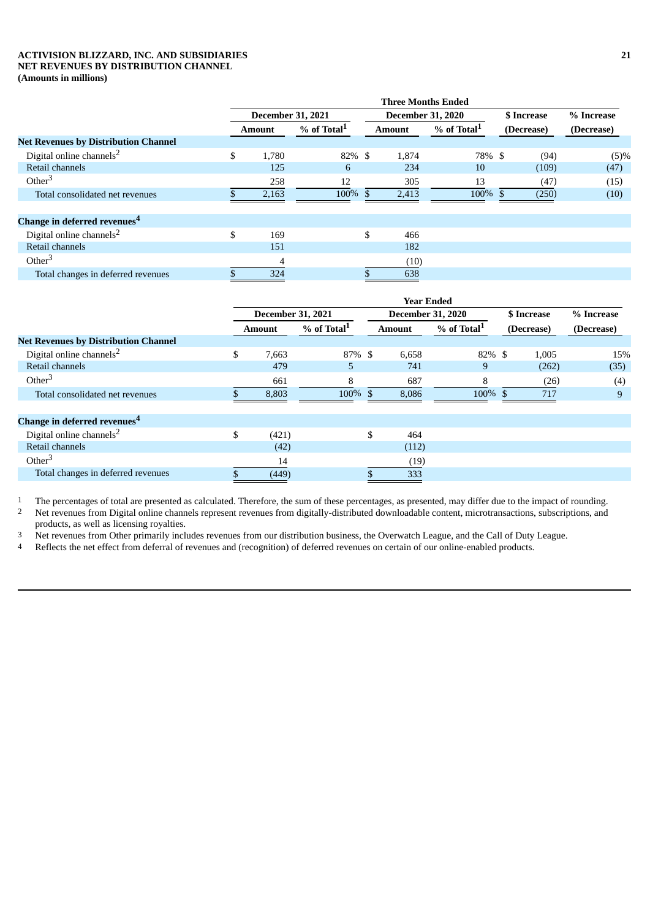**ACTIVISION BLIZZARD, INC. AND SUBSIDIARIES**
**NET REVENUES BY DISTRIBUTION CHANNEL**
**(Amounts in millions)**

| | Three Months Ended | | | | | |
|---|---|---|---|---|---|---|
| | December 31, 2021 | | December 31, 2020 | | $ Increase | % Increase |
| | Amount | % of Total[1] | Amount | % of Total[1] | (Decrease) | (Decrease) |
| **Net Revenues by Distribution Channel** | | | | | | |
| Digital online channels[2] | $ 1,780 | 82% | $ 1,874 | 78% | $ (94) | (5)% |
| Retail channels | 125 | 6 | 234 | 10 | (109) | (47) |
| Other[3] | 258 | 12 | 305 | 13 | (47) | (15) |
| Total consolidated net revenues | $ 2,163 | 100% | $ 2,413 | 100% | $ (250) | (10) |
| | | | | | | |
| **Change in deferred revenues[4]** | | | | | | |
| Digital online channels[2] | $ 169 | | $ 466 | | | |
| Retail channels | 151 | | 182 | | | |
| Other[3] | 4 | | (10) | | | |
| Total changes in deferred revenues | $ 324 | | $ 638 | | | |

| | Year Ended | | | | | |
|---|---|---|---|---|---|---|
| | December 31, 2021 | | December 31, 2020 | | $ Increase | % Increase |
| | Amount | % of Total[1] | Amount | % of Total[1] | (Decrease) | (Decrease) |
| **Net Revenues by Distribution Channel** | | | | | | |
| Digital online channels[2] | $ 7,663 | 87% | $ 6,658 | 82% | $ 1,005 | 15% |
| Retail channels | 479 | 5 | 741 | 9 | (262) | (35) |
| Other[3] | 661 | 8 | 687 | 8 | (26) | (4) |
| Total consolidated net revenues | $ 8,803 | 100% | $ 8,086 | 100% | $ 717 | 9 |
| | | | | | | |
| **Change in deferred revenues[4]** | | | | | | |
| Digital online channels[2] | $ (421) | | $ 464 | | | |
| Retail channels | (42) | | (112) | | | |
| Other[3] | 14 | | (19) | | | |
| Total changes in deferred revenues | $ (449) | | $ 333 | | | |

1 The percentages of total are presented as calculated. Therefore, the sum of these percentages, as presented, may differ due to the impact of rounding.

2 Net revenues from Digital online channels represent revenues from digitally-distributed downloadable content, microtransactions, subscriptions, and products, as well as licensing royalties.

3 Net revenues from Other primarily includes revenues from our distribution business, the Overwatch League, and the Call of Duty League.

4 Reflects the net effect from deferral of revenues and (recognition) of deferred revenues on certain of our online-enabled products.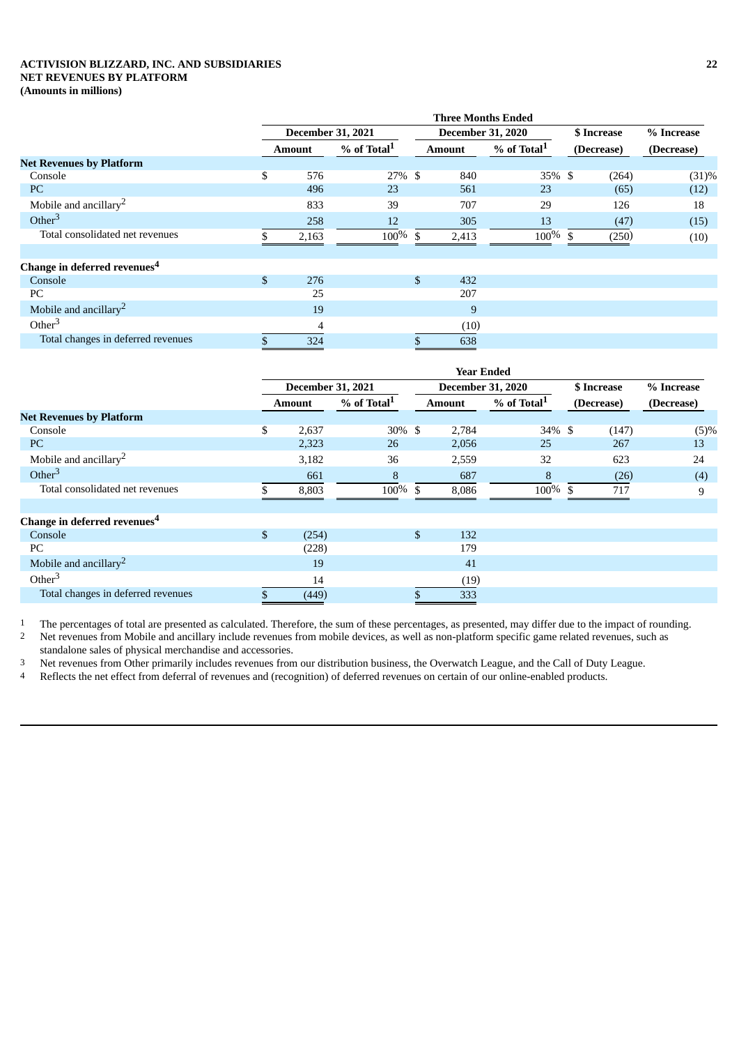**ACTIVISION BLIZZARD, INC. AND SUBSIDIARIES**
**NET REVENUES BY PLATFORM**
**(Amounts in millions)**

| | Three Months Ended | | | | | |
|---|---|---|---|---|---|---|
| | December 31, 2021 | | December 31, 2020 | | $ Increase | % Increase |
| | Amount | % of Total[1] | Amount | % of Total[1] | (Decrease) | (Decrease) |
| **Net Revenues by Platform** | | | | | | |
| Console | $ 576 | 27 % | $ 840 | 35 % | $ (264) | (31)% |
| PC | 496 | 23 | 561 | 23 | (65) | (12) |
| Mobile and ancillary[2] | 833 | 39 | 707 | 29 | 126 | 18 |
| Other[3] | 258 | 12 | 305 | 13 | (47) | (15) |
| Total consolidated net revenues | $ 2,163 | 100 % | $ 2,413 | 100 % | $ (250) | (10) |
| | | | | | | |
| **Change in deferred revenues[4]** | | | | | | |
| Console | $ 276 | | $ 432 | | | |
| PC | 25 | | 207 | | | |
| Mobile and ancillary[2] | 19 | | 9 | | | |
| Other[3] | 4 | | (10) | | | |
| Total changes in deferred revenues | $ 324 | | $ 638 | | | |

| | Year Ended | | | | | |
|---|---|---|---|---|---|---|
| | December 31, 2021 | | December 31, 2020 | | $ Increase | % Increase |
| | Amount | % of Total[1] | Amount | % of Total[1] | (Decrease) | (Decrease) |
| **Net Revenues by Platform** | | | | | | |
| Console | $ 2,637 | 30 % | $ 2,784 | 34 % | $ (147) | (5)% |
| PC | 2,323 | 26 | 2,056 | 25 | 267 | 13 |
| Mobile and ancillary[2] | 3,182 | 36 | 2,559 | 32 | 623 | 24 |
| Other[3] | 661 | 8 | 687 | 8 | (26) | (4) |
| Total consolidated net revenues | $ 8,803 | 100 % | $ 8,086 | 100 % | $ 717 | 9 |
| | | | | | | |
| **Change in deferred revenues[4]** | | | | | | |
| Console | $ (254) | | $ 132 | | | |
| PC | (228) | | 179 | | | |
| Mobile and ancillary[2] | 19 | | 41 | | | |
| Other[3] | 14 | | (19) | | | |
| Total changes in deferred revenues | $ (449) | | $ 333 | | | |

1 The percentages of total are presented as calculated. Therefore, the sum of these percentages, as presented, may differ due to the impact of rounding.
2 Net revenues from Mobile and ancillary include revenues from mobile devices, as well as non-platform specific game related revenues, such as standalone sales of physical merchandise and accessories.
3 Net revenues from Other primarily includes revenues from our distribution business, the Overwatch League, and the Call of Duty League.
4 Reflects the net effect from deferral of revenues and (recognition) of deferred revenues on certain of our online-enabled products.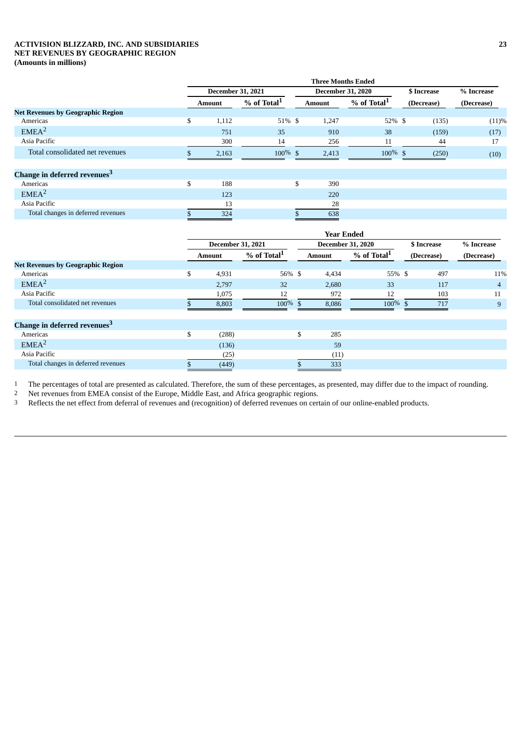**ACTIVISION BLIZZARD, INC. AND SUBSIDIARIES**
**NET REVENUES BY GEOGRAPHIC REGION**
**(Amounts in millions)**

| | Three Months Ended | | | | | |
|---|---|---|---|---|---|---|
| | December 31, 2021 | | December 31, 2020 | | $ Increase | % Increase |
| | Amount | % of Total[1] | Amount | % of Total[1] | (Decrease) | (Decrease) |
| **Net Revenues by Geographic Region** | | | | | | |
| Americas | $ 1,112 | 51% | $ 1,247 | 52% | $ (135) | (11)% |
| EMEA[2] | 751 | 35 | 910 | 38 | (159) | (17) |
| Asia Pacific | 300 | 14 | 256 | 11 | 44 | 17 |
| Total consolidated net revenues | $ 2,163 | 100% | $ 2,413 | 100% | $ (250) | (10) |
| **Change in deferred revenues[3]** | | | | | | |
| Americas | $ 188 | | $ 390 | | | |
| EMEA[2] | 123 | | 220 | | | |
| Asia Pacific | 13 | | 28 | | | |
| Total changes in deferred revenues | $ 324 | | $ 638 | | | |

| | Year Ended | | | | | |
|---|---|---|---|---|---|---|
| | December 31, 2021 | | December 31, 2020 | | $ Increase | % Increase |
| | Amount | % of Total[1] | Amount | % of Total[1] | (Decrease) | (Decrease) |
| **Net Revenues by Geographic Region** | | | | | | |
| Americas | $ 4,931 | 56% | $ 4,434 | 55% | $ 497 | 11% |
| EMEA[2] | 2,797 | 32 | 2,680 | 33 | 117 | 4 |
| Asia Pacific | 1,075 | 12 | 972 | 12 | 103 | 11 |
| Total consolidated net revenues | $ 8,803 | 100% | $ 8,086 | 100% | $ 717 | 9 |
| **Change in deferred revenues[3]** | | | | | | |
| Americas | $ (288) | | $ 285 | | | |
| EMEA[2] | (136) | | 59 | | | |
| Asia Pacific | (25) | | (11) | | | |
| Total changes in deferred revenues | $ (449) | | $ 333 | | | |

1 The percentages of total are presented as calculated. Therefore, the sum of these percentages, as presented, may differ due to the impact of rounding.
2 Net revenues from EMEA consist of the Europe, Middle East, and Africa geographic regions.
3 Reflects the net effect from deferral of revenues and (recognition) of deferred revenues on certain of our online-enabled products.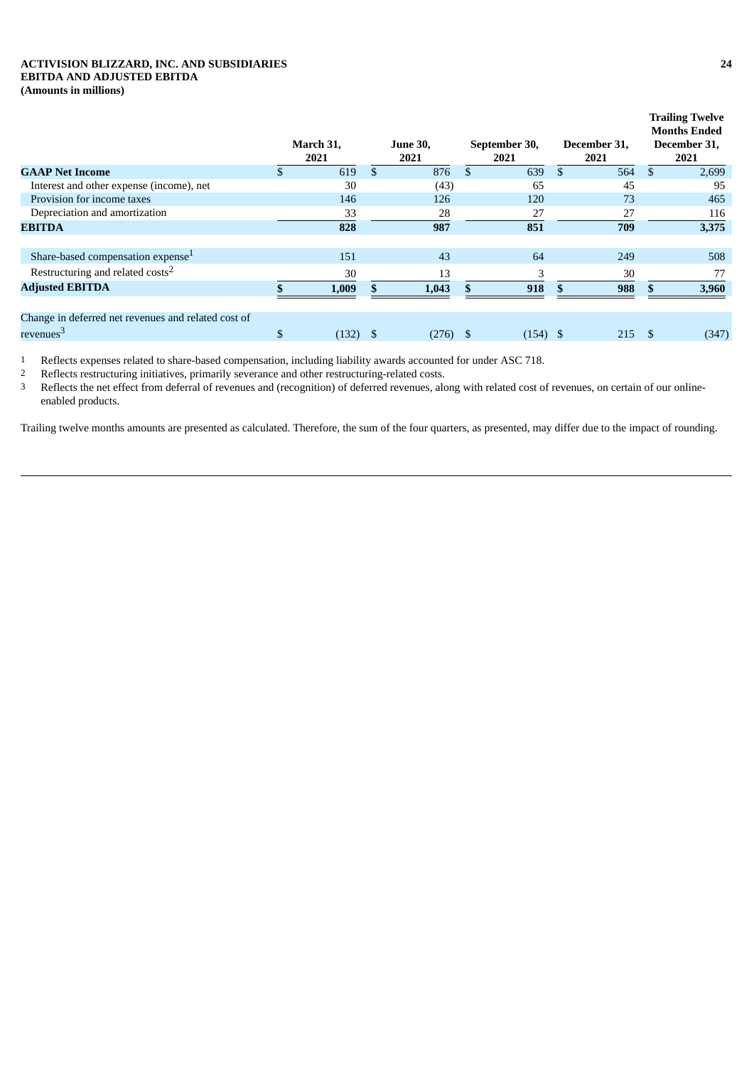**ACTIVISION BLIZZARD, INC. AND SUBSIDIARIES**
**EBITDA AND ADJUSTED EBITDA**
**(Amounts in millions)**

| | March 31, 2021 | June 30, 2021 | September 30, 2021 | December 31, 2021 | Trailing Twelve Months Ended December 31, 2021 |
|---|---|---|---|---|---|
| **GAAP Net Income** | $ 619 | $ 876 | $ 639 | $ 564 | $ 2,699 |
| Interest and other expense (income), net | 30 | (43) | 65 | 45 | 95 |
| Provision for income taxes | 146 | 126 | 120 | 73 | 465 |
| Depreciation and amortization | 33 | 28 | 27 | 27 | 116 |
| **EBITDA** | **828** | **987** | **851** | **709** | **3,375** |
| | | | | | |
| Share-based compensation expense[1] | 151 | 43 | 64 | 249 | 508 |
| Restructuring and related costs[2] | 30 | 13 | 3 | 30 | 77 |
| **Adjusted EBITDA** | **$ 1,009** | **$ 1,043** | **$ 918** | **$ 988** | **$ 3,960** |
| | | | | | |
| Change in deferred net revenues and related cost of revenues[3] | $ (132) | $ (276) | $ (154) | $ 215 | $ (347) |

1 Reflects expenses related to share-based compensation, including liability awards accounted for under ASC 718.

2 Reflects restructuring initiatives, primarily severance and other restructuring-related costs.

3 Reflects the net effect from deferral of revenues and (recognition) of deferred revenues, along with related cost of revenues, on certain of our online-enabled products.

Trailing twelve months amounts are presented as calculated. Therefore, the sum of the four quarters, as presented, may differ due to the impact of rounding.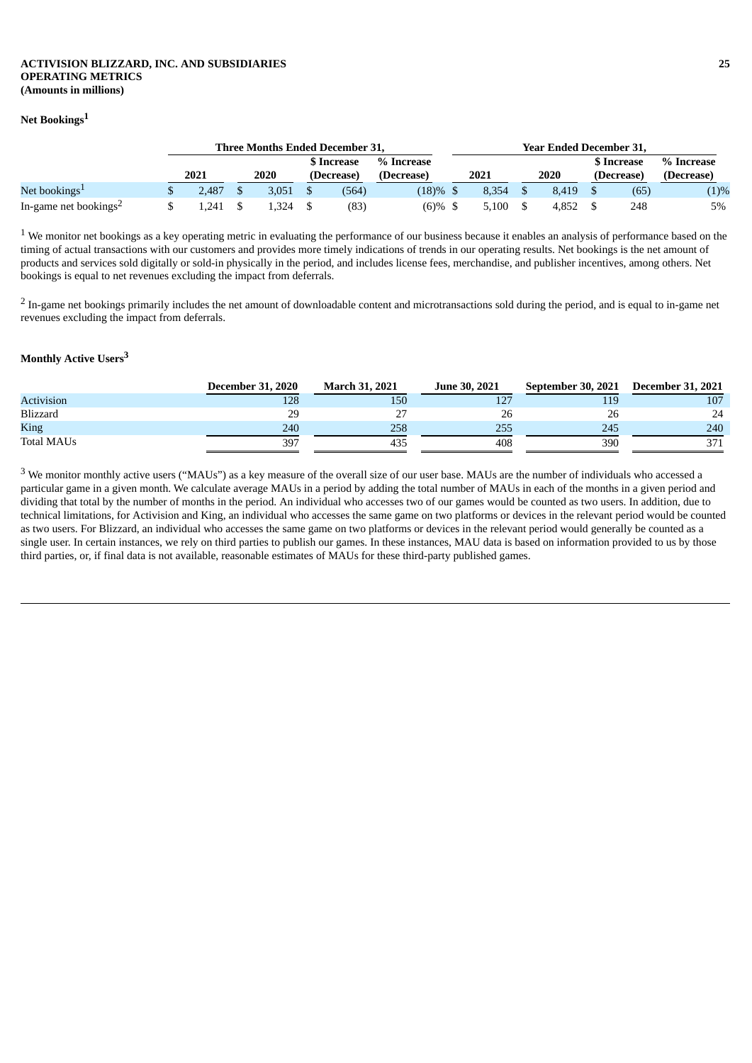**ACTIVISION BLIZZARD, INC. AND SUBSIDIARIES**
**OPERATING METRICS**
**(Amounts in millions)**

### Net Bookings[1]

| | Three Months Ended December 31, | | | | Year Ended December 31, | | | |
|---|---|---|---|---|---|---|---|---|
| | 2021 | 2020 | $ Increase (Decrease) | % Increase (Decrease) | 2021 | 2020 | $ Increase (Decrease) | % Increase (Decrease) |
| Net bookings[1] | $ 2,487 | $ 3,051 | $ (564) | (18)% | $ 8,354 | $ 8,419 | $ (65) | (1)% |
| In-game net bookings[2] | $ 1,241 | $ 1,324 | $ (83) | (6)% | $ 5,100 | $ 4,852 | $ 248 | 5% |

[1] We monitor net bookings as a key operating metric in evaluating the performance of our business because it enables an analysis of performance based on the timing of actual transactions with our customers and provides more timely indications of trends in our operating results. Net bookings is the net amount of products and services sold digitally or sold-in physically in the period, and includes license fees, merchandise, and publisher incentives, among others. Net bookings is equal to net revenues excluding the impact from deferrals.

[2] In-game net bookings primarily includes the net amount of downloadable content and microtransactions sold during the period, and is equal to in-game net revenues excluding the impact from deferrals.

### Monthly Active Users[3]

| | December 31, 2020 | March 31, 2021 | June 30, 2021 | September 30, 2021 | December 31, 2021 |
|---|---|---|---|---|---|
| Activision | 128 | 150 | 127 | 119 | 107 |
| Blizzard | 29 | 27 | 26 | 26 | 24 |
| King | 240 | 258 | 255 | 245 | 240 |
| Total MAUs | 397 | 435 | 408 | 390 | 371 |

[3] We monitor monthly active users ("MAUs") as a key measure of the overall size of our user base. MAUs are the number of individuals who accessed a particular game in a given month. We calculate average MAUs in a period by adding the total number of MAUs in each of the months in a given period and dividing that total by the number of months in the period. An individual who accesses two of our games would be counted as two users. In addition, due to technical limitations, for Activision and King, an individual who accesses the same game on two platforms or devices in the relevant period would be counted as two users. For Blizzard, an individual who accesses the same game on two platforms or devices in the relevant period would generally be counted as a single user. In certain instances, we rely on third parties to publish our games. In these instances, MAU data is based on information provided to us by those third parties, or, if final data is not available, reasonable estimates of MAUs for these third-party published games.